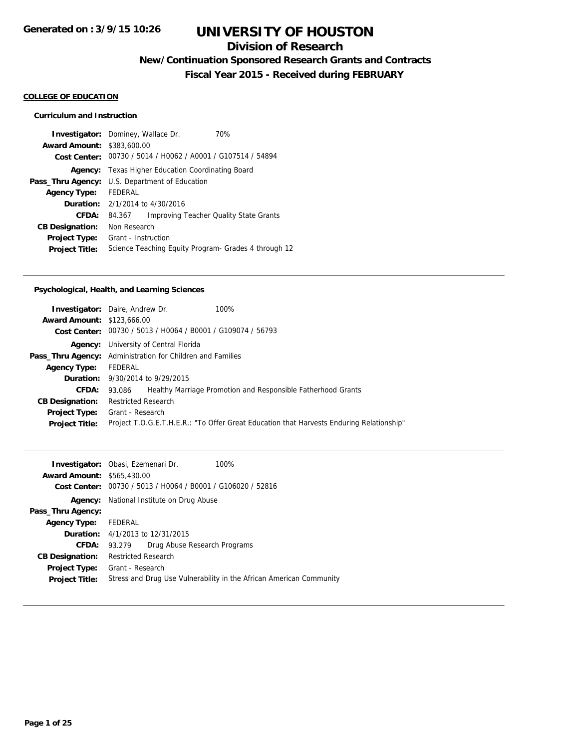Generated on : 3/9/15 10:26

# UNIVERSITY OF HOUSTON

## Division of Research

### New/Continuation Sponsored Research Grants and Contracts

### Fiscal Year 2015 - Received during FEBRUARY

**COLLEGE OF EDUCATION**

**Curriculum and Instruction**

**Investigator:** Dominey, Wallace Dr. 70%
**Award Amount:** $383,600.00
**Cost Center:** 00730 / 5014 / H0062 / A0001 / G107514 / 54894
**Agency:** Texas Higher Education Coordinating Board
**Pass_Thru Agency:** U.S. Department of Education
**Agency Type:** FEDERAL
**Duration:** 2/1/2014 to 4/30/2016
**CFDA:** 84.367 Improving Teacher Quality State Grants
**CB Designation:** Non Research
**Project Type:** Grant - Instruction
**Project Title:** Science Teaching Equity Program- Grades 4 through 12

---

**Psychological, Health, and Learning Sciences**

**Investigator:** Daire, Andrew Dr. 100%
**Award Amount:** $123,666.00
**Cost Center:** 00730 / 5013 / H0064 / B0001 / G109074 / 56793
**Agency:** University of Central Florida
**Pass_Thru Agency:** Administration for Children and Families
**Agency Type:** FEDERAL
**Duration:** 9/30/2014 to 9/29/2015
**CFDA:** 93.086 Healthy Marriage Promotion and Responsible Fatherhood Grants
**CB Designation:** Restricted Research
**Project Type:** Grant - Research
**Project Title:** Project T.O.G.E.T.H.E.R.: "To Offer Great Education that Harvests Enduring Relationship"

---

**Investigator:** Obasi, Ezemenari Dr. 100%
**Award Amount:** $565,430.00
**Cost Center:** 00730 / 5013 / H0064 / B0001 / G106020 / 52816
**Agency:** National Institute on Drug Abuse
**Pass_Thru Agency:**
**Agency Type:** FEDERAL
**Duration:** 4/1/2013 to 12/31/2015
**CFDA:** 93.279 Drug Abuse Research Programs
**CB Designation:** Restricted Research
**Project Type:** Grant - Research
**Project Title:** Stress and Drug Use Vulnerability in the African American Community

---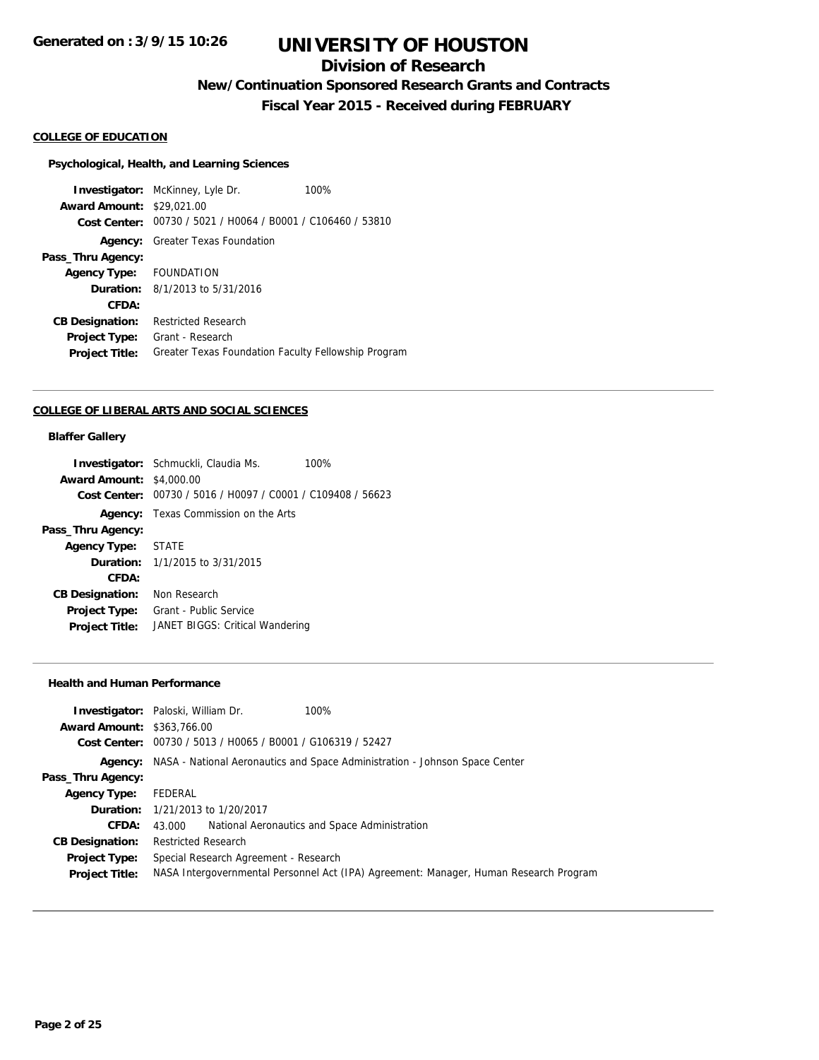# UNIVERSITY OF HOUSTON

## Division of Research

### New/Continuation Sponsored Research Grants and Contracts

### Fiscal Year 2015 - Received during FEBRUARY

**Generated on : 3/9/15 10:26**

**COLLEGE OF EDUCATION**

**Psychological, Health, and Learning Sciences**

| | |
|---|---|
| **Investigator:** | McKinney, Lyle Dr. 100% |
| **Award Amount:** | $29,021.00 |
| **Cost Center:** | 00730 / 5021 / H0064 / B0001 / C106460 / 53810 |
| **Agency:** | Greater Texas Foundation |
| **Pass_Thru Agency:** | |
| **Agency Type:** | FOUNDATION |
| **Duration:** | 8/1/2013 to 5/31/2016 |
| **CFDA:** | |
| **CB Designation:** | Restricted Research |
| **Project Type:** | Grant - Research |
| **Project Title:** | Greater Texas Foundation Faculty Fellowship Program |

---

**COLLEGE OF LIBERAL ARTS AND SOCIAL SCIENCES**

**Blaffer Gallery**

| | |
|---|---|
| **Investigator:** | Schmuckli, Claudia Ms. 100% |
| **Award Amount:** | $4,000.00 |
| **Cost Center:** | 00730 / 5016 / H0097 / C0001 / C109408 / 56623 |
| **Agency:** | Texas Commission on the Arts |
| **Pass_Thru Agency:** | |
| **Agency Type:** | STATE |
| **Duration:** | 1/1/2015 to 3/31/2015 |
| **CFDA:** | |
| **CB Designation:** | Non Research |
| **Project Type:** | Grant - Public Service |
| **Project Title:** | JANET BIGGS: Critical Wandering |

---

**Health and Human Performance**

| | |
|---|---|
| **Investigator:** | Paloski, William Dr. 100% |
| **Award Amount:** | $363,766.00 |
| **Cost Center:** | 00730 / 5013 / H0065 / B0001 / G106319 / 52427 |
| **Agency:** | NASA - National Aeronautics and Space Administration - Johnson Space Center |
| **Pass_Thru Agency:** | |
| **Agency Type:** | FEDERAL |
| **Duration:** | 1/21/2013 to 1/20/2017 |
| **CFDA:** | 43.000 National Aeronautics and Space Administration |
| **CB Designation:** | Restricted Research |
| **Project Type:** | Special Research Agreement - Research |
| **Project Title:** | NASA Intergovernmental Personnel Act (IPA) Agreement: Manager, Human Research Program |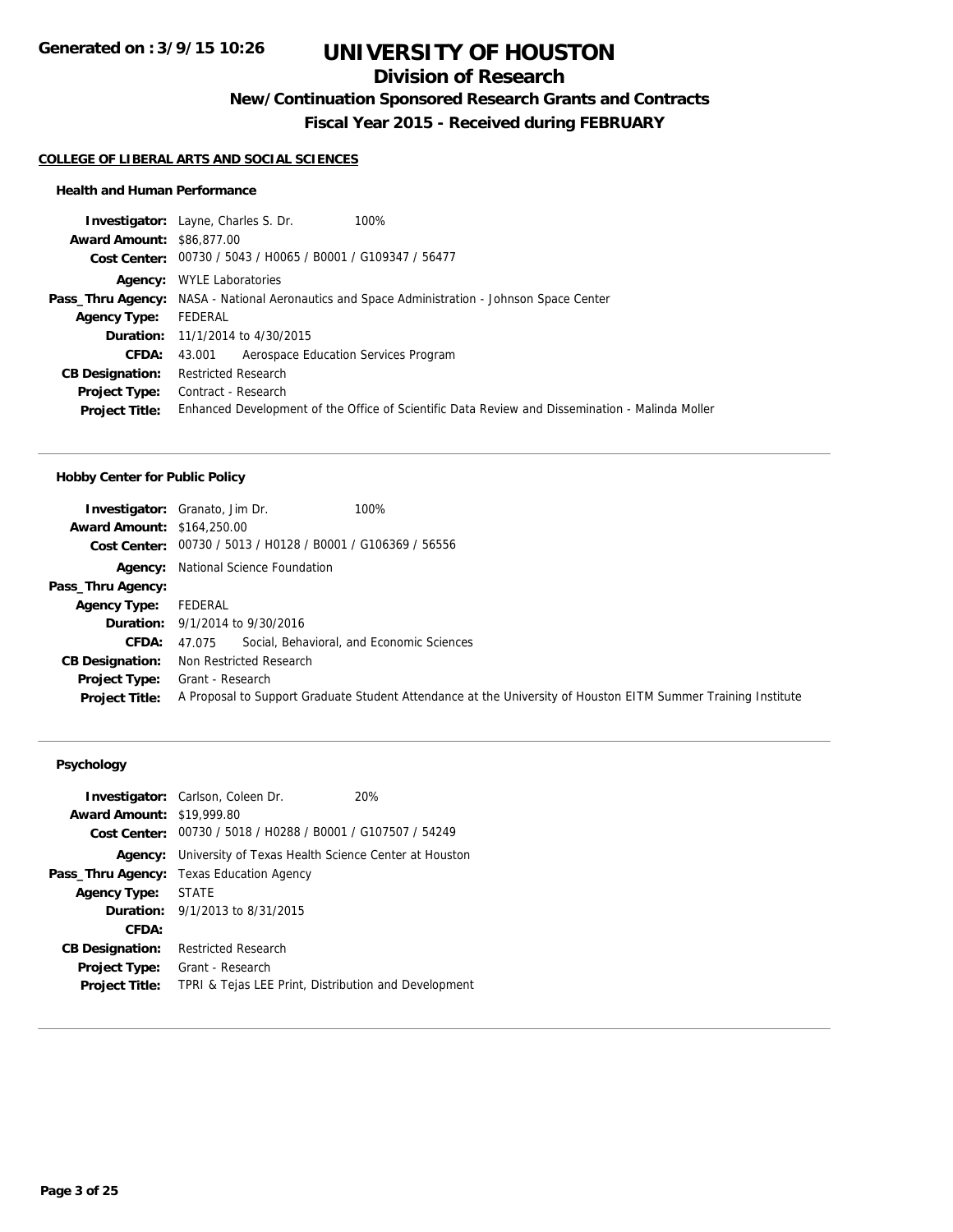# UNIVERSITY OF HOUSTON

## Division of Research

### New/Continuation Sponsored Research Grants and Contracts

### Fiscal Year 2015 - Received during FEBRUARY

**COLLEGE OF LIBERAL ARTS AND SOCIAL SCIENCES**

#### Health and Human Performance

**Investigator:** Layne, Charles S. Dr. 100%
**Award Amount:** $86,877.00
**Cost Center:** 00730 / 5043 / H0065 / B0001 / G109347 / 56477
**Agency:** WYLE Laboratories
**Pass_Thru Agency:** NASA - National Aeronautics and Space Administration - Johnson Space Center
**Agency Type:** FEDERAL
**Duration:** 11/1/2014 to 4/30/2015
**CFDA:** 43.001 Aerospace Education Services Program
**CB Designation:** Restricted Research
**Project Type:** Contract - Research
**Project Title:** Enhanced Development of the Office of Scientific Data Review and Dissemination - Malinda Moller

---

#### Hobby Center for Public Policy

**Investigator:** Granato, Jim Dr. 100%
**Award Amount:** $164,250.00
**Cost Center:** 00730 / 5013 / H0128 / B0001 / G106369 / 56556
**Agency:** National Science Foundation
**Pass_Thru Agency:**
**Agency Type:** FEDERAL
**Duration:** 9/1/2014 to 9/30/2016
**CFDA:** 47.075 Social, Behavioral, and Economic Sciences
**CB Designation:** Non Restricted Research
**Project Type:** Grant - Research
**Project Title:** A Proposal to Support Graduate Student Attendance at the University of Houston EITM Summer Training Institute

---

#### Psychology

**Investigator:** Carlson, Coleen Dr. 20%
**Award Amount:** $19,999.80
**Cost Center:** 00730 / 5018 / H0288 / B0001 / G107507 / 54249
**Agency:** University of Texas Health Science Center at Houston
**Pass_Thru Agency:** Texas Education Agency
**Agency Type:** STATE
**Duration:** 9/1/2013 to 8/31/2015
**CFDA:**
**CB Designation:** Restricted Research
**Project Type:** Grant - Research
**Project Title:** TPRI & Tejas LEE Print, Distribution and Development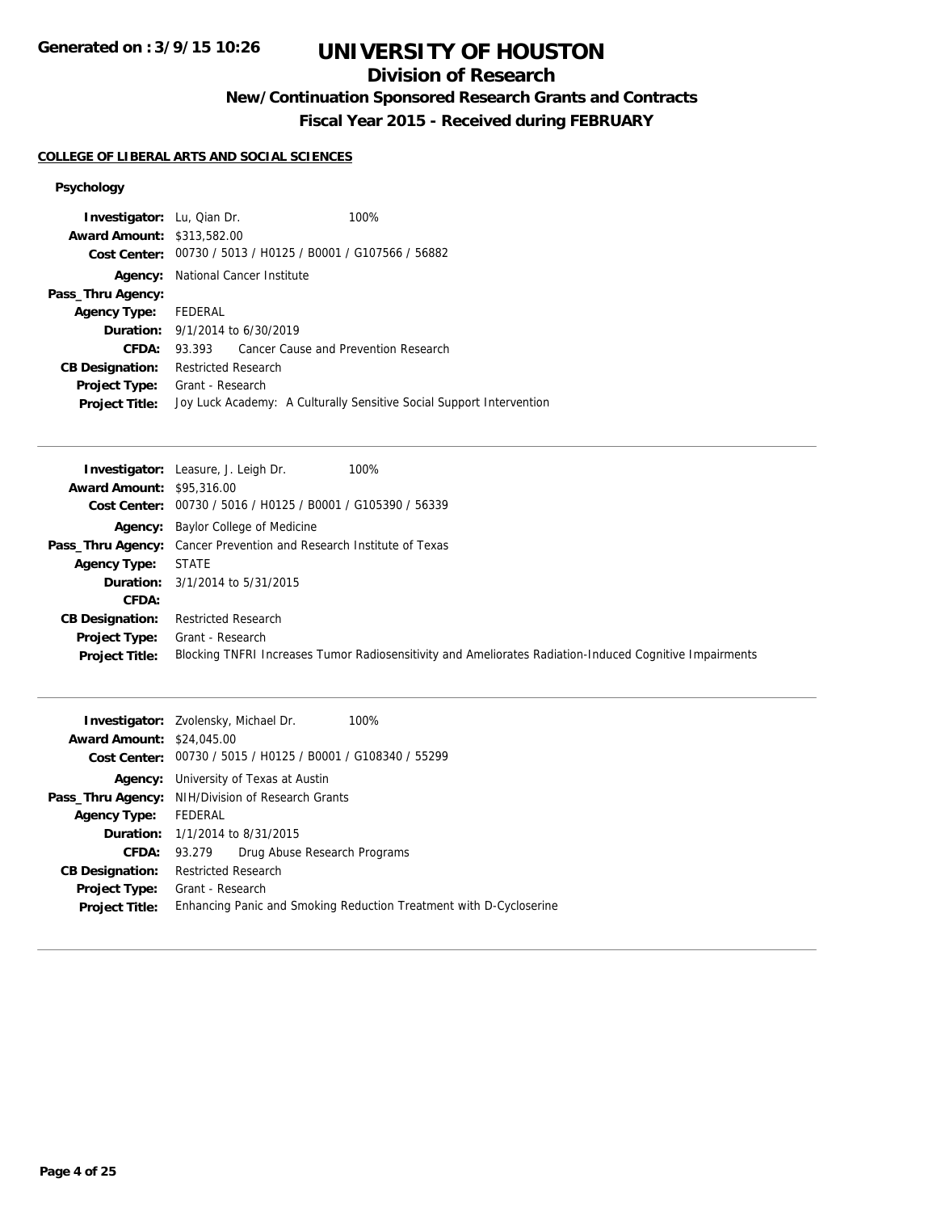# UNIVERSITY OF HOUSTON

## Division of Research

### New/Continuation Sponsored Research Grants and Contracts

### Fiscal Year 2015 - Received during FEBRUARY

Generated on : 3/9/15 10:26

**COLLEGE OF LIBERAL ARTS AND SOCIAL SCIENCES**

**Psychology**

**Investigator:** Lu, Qian Dr. 100%
**Award Amount:** $313,582.00
**Cost Center:** 00730 / 5013 / H0125 / B0001 / G107566 / 56882
**Agency:** National Cancer Institute
**Pass_Thru Agency:**
**Agency Type:** FEDERAL
**Duration:** 9/1/2014 to 6/30/2019
**CFDA:** 93.393 Cancer Cause and Prevention Research
**CB Designation:** Restricted Research
**Project Type:** Grant - Research
**Project Title:** Joy Luck Academy: A Culturally Sensitive Social Support Intervention

---

**Investigator:** Leasure, J. Leigh Dr. 100%
**Award Amount:** $95,316.00
**Cost Center:** 00730 / 5016 / H0125 / B0001 / G105390 / 56339
**Agency:** Baylor College of Medicine
**Pass_Thru Agency:** Cancer Prevention and Research Institute of Texas
**Agency Type:** STATE
**Duration:** 3/1/2014 to 5/31/2015
**CFDA:**
**CB Designation:** Restricted Research
**Project Type:** Grant - Research
**Project Title:** Blocking TNFRI Increases Tumor Radiosensitivity and Ameliorates Radiation-Induced Cognitive Impairments

---

**Investigator:** Zvolensky, Michael Dr. 100%
**Award Amount:** $24,045.00
**Cost Center:** 00730 / 5015 / H0125 / B0001 / G108340 / 55299
**Agency:** University of Texas at Austin
**Pass_Thru Agency:** NIH/Division of Research Grants
**Agency Type:** FEDERAL
**Duration:** 1/1/2014 to 8/31/2015
**CFDA:** 93.279 Drug Abuse Research Programs
**CB Designation:** Restricted Research
**Project Type:** Grant - Research
**Project Title:** Enhancing Panic and Smoking Reduction Treatment with D-Cycloserine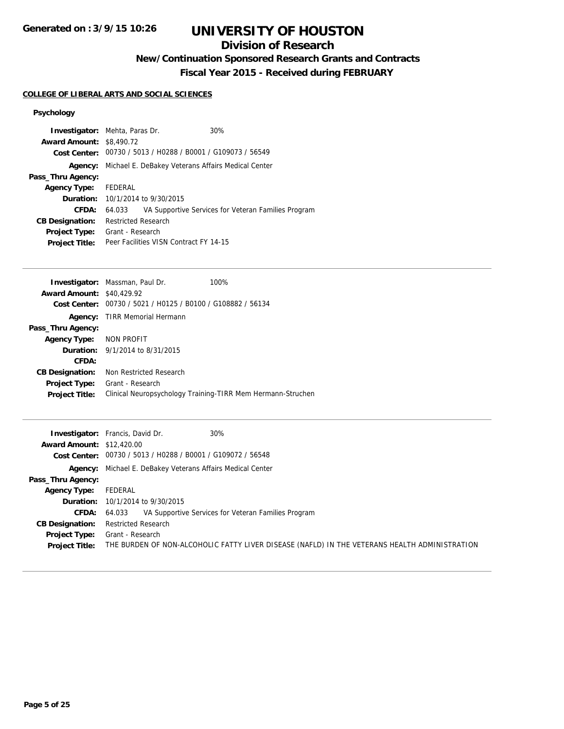# UNIVERSITY OF HOUSTON

## Division of Research

### New/Continuation Sponsored Research Grants and Contracts

### Fiscal Year 2015 - Received during FEBRUARY

**COLLEGE OF LIBERAL ARTS AND SOCIAL SCIENCES**

**Psychology**

**Investigator:** Mehta, Paras Dr. 30%
**Award Amount:** $8,490.72
**Cost Center:** 00730 / 5013 / H0288 / B0001 / G109073 / 56549
**Agency:** Michael E. DeBakey Veterans Affairs Medical Center
**Pass_Thru Agency:**
**Agency Type:** FEDERAL
**Duration:** 10/1/2014 to 9/30/2015
**CFDA:** 64.033 VA Supportive Services for Veteran Families Program
**CB Designation:** Restricted Research
**Project Type:** Grant - Research
**Project Title:** Peer Facilities VISN Contract FY 14-15

---

**Investigator:** Massman, Paul Dr. 100%
**Award Amount:** $40,429.92
**Cost Center:** 00730 / 5021 / H0125 / B0100 / G108882 / 56134
**Agency:** TIRR Memorial Hermann
**Pass_Thru Agency:**
**Agency Type:** NON PROFIT
**Duration:** 9/1/2014 to 8/31/2015
**CFDA:**
**CB Designation:** Non Restricted Research
**Project Type:** Grant - Research
**Project Title:** Clinical Neuropsychology Training-TIRR Mem Hermann-Struchen

---

**Investigator:** Francis, David Dr. 30%
**Award Amount:** $12,420.00
**Cost Center:** 00730 / 5013 / H0288 / B0001 / G109072 / 56548
**Agency:** Michael E. DeBakey Veterans Affairs Medical Center
**Pass_Thru Agency:**
**Agency Type:** FEDERAL
**Duration:** 10/1/2014 to 9/30/2015
**CFDA:** 64.033 VA Supportive Services for Veteran Families Program
**CB Designation:** Restricted Research
**Project Type:** Grant - Research
**Project Title:** THE BURDEN OF NON-ALCOHOLIC FATTY LIVER DISEASE (NAFLD) IN THE VETERANS HEALTH ADMINISTRATION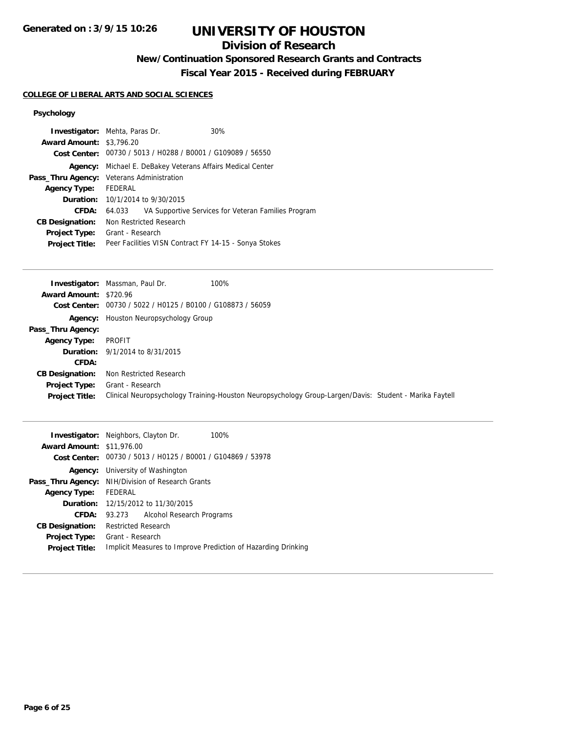# UNIVERSITY OF HOUSTON

## Division of Research

### New/Continuation Sponsored Research Grants and Contracts

### Fiscal Year 2015 - Received during FEBRUARY

**COLLEGE OF LIBERAL ARTS AND SOCIAL SCIENCES**

**Psychology**

| | |
|---|---|
| **Investigator:** | Mehta, Paras Dr. 30% |
| **Award Amount:** | $3,796.20 |
| **Cost Center:** | 00730 / 5013 / H0288 / B0001 / G109089 / 56550 |
| **Agency:** | Michael E. DeBakey Veterans Affairs Medical Center |
| **Pass_Thru Agency:** | Veterans Administration |
| **Agency Type:** | FEDERAL |
| **Duration:** | 10/1/2014 to 9/30/2015 |
| **CFDA:** | 64.033 VA Supportive Services for Veteran Families Program |
| **CB Designation:** | Non Restricted Research |
| **Project Type:** | Grant - Research |
| **Project Title:** | Peer Facilities VISN Contract FY 14-15 - Sonya Stokes |

---

| | |
|---|---|
| **Investigator:** | Massman, Paul Dr. 100% |
| **Award Amount:** | $720.96 |
| **Cost Center:** | 00730 / 5022 / H0125 / B0100 / G108873 / 56059 |
| **Agency:** | Houston Neuropsychology Group |
| **Pass_Thru Agency:** | |
| **Agency Type:** | PROFIT |
| **Duration:** | 9/1/2014 to 8/31/2015 |
| **CFDA:** | |
| **CB Designation:** | Non Restricted Research |
| **Project Type:** | Grant - Research |
| **Project Title:** | Clinical Neuropsychology Training-Houston Neuropsychology Group-Largen/Davis: Student - Marika Faytell |

---

| | |
|---|---|
| **Investigator:** | Neighbors, Clayton Dr. 100% |
| **Award Amount:** | $11,976.00 |
| **Cost Center:** | 00730 / 5013 / H0125 / B0001 / G104869 / 53978 |
| **Agency:** | University of Washington |
| **Pass_Thru Agency:** | NIH/Division of Research Grants |
| **Agency Type:** | FEDERAL |
| **Duration:** | 12/15/2012 to 11/30/2015 |
| **CFDA:** | 93.273 Alcohol Research Programs |
| **CB Designation:** | Restricted Research |
| **Project Type:** | Grant - Research |
| **Project Title:** | Implicit Measures to Improve Prediction of Hazarding Drinking |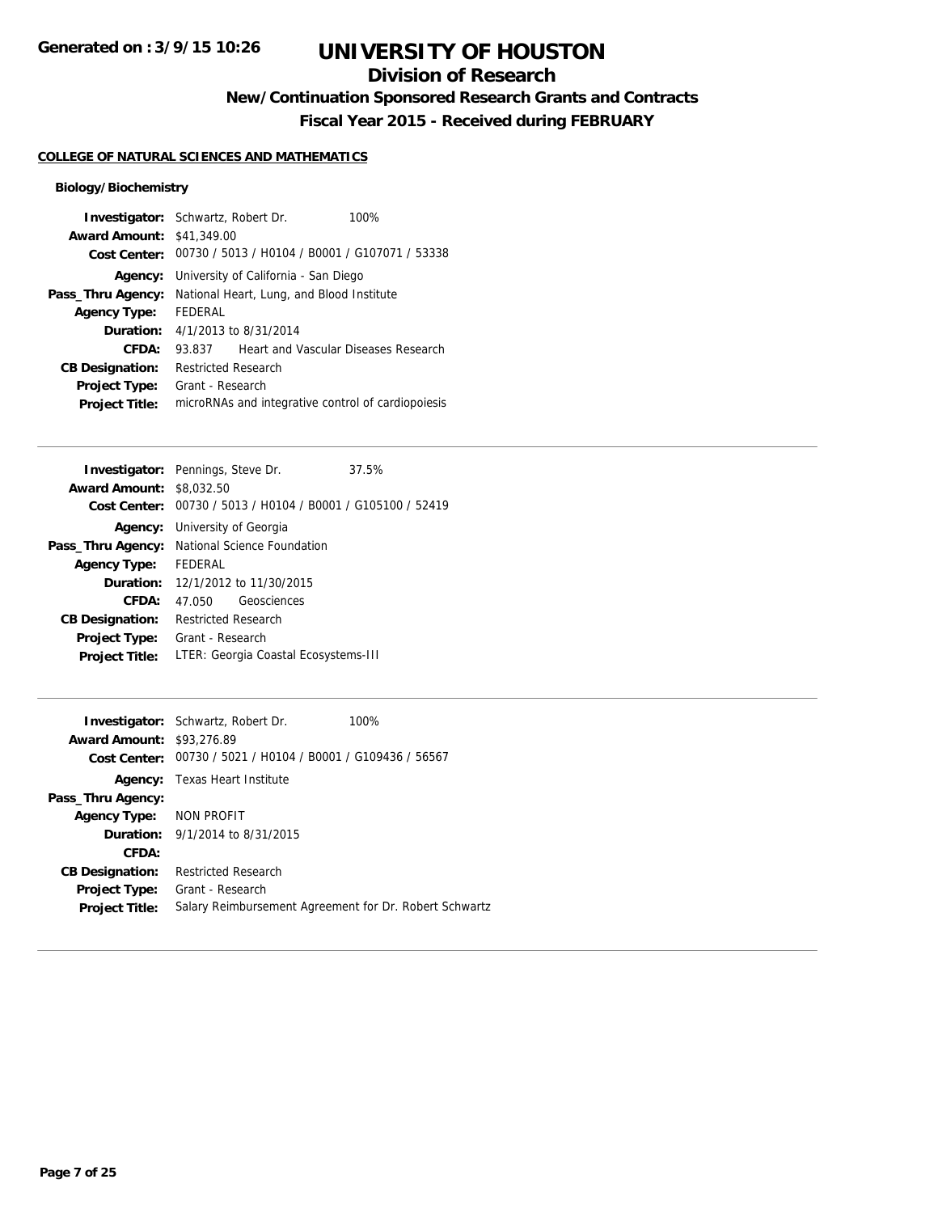**Generated on : 3/9/15 10:26**

# UNIVERSITY OF HOUSTON

## Division of Research

### New/Continuation Sponsored Research Grants and Contracts

### Fiscal Year 2015 - Received during FEBRUARY

**COLLEGE OF NATURAL SCIENCES AND MATHEMATICS**

**Biology/Biochemistry**

**Investigator:** Schwartz, Robert Dr. 100%
**Award Amount:** $41,349.00
**Cost Center:** 00730 / 5013 / H0104 / B0001 / G107071 / 53338
**Agency:** University of California - San Diego
**Pass_Thru Agency:** National Heart, Lung, and Blood Institute
**Agency Type:** FEDERAL
**Duration:** 4/1/2013 to 8/31/2014
**CFDA:** 93.837 Heart and Vascular Diseases Research
**CB Designation:** Restricted Research
**Project Type:** Grant - Research
**Project Title:** microRNAs and integrative control of cardiopoiesis

---

**Investigator:** Pennings, Steve Dr. 37.5%
**Award Amount:** $8,032.50
**Cost Center:** 00730 / 5013 / H0104 / B0001 / G105100 / 52419
**Agency:** University of Georgia
**Pass_Thru Agency:** National Science Foundation
**Agency Type:** FEDERAL
**Duration:** 12/1/2012 to 11/30/2015
**CFDA:** 47.050 Geosciences
**CB Designation:** Restricted Research
**Project Type:** Grant - Research
**Project Title:** LTER: Georgia Coastal Ecosystems-III

---

**Investigator:** Schwartz, Robert Dr. 100%
**Award Amount:** $93,276.89
**Cost Center:** 00730 / 5021 / H0104 / B0001 / G109436 / 56567
**Agency:** Texas Heart Institute
**Pass_Thru Agency:**
**Agency Type:** NON PROFIT
**Duration:** 9/1/2014 to 8/31/2015
**CFDA:**
**CB Designation:** Restricted Research
**Project Type:** Grant - Research
**Project Title:** Salary Reimbursement Agreement for Dr. Robert Schwartz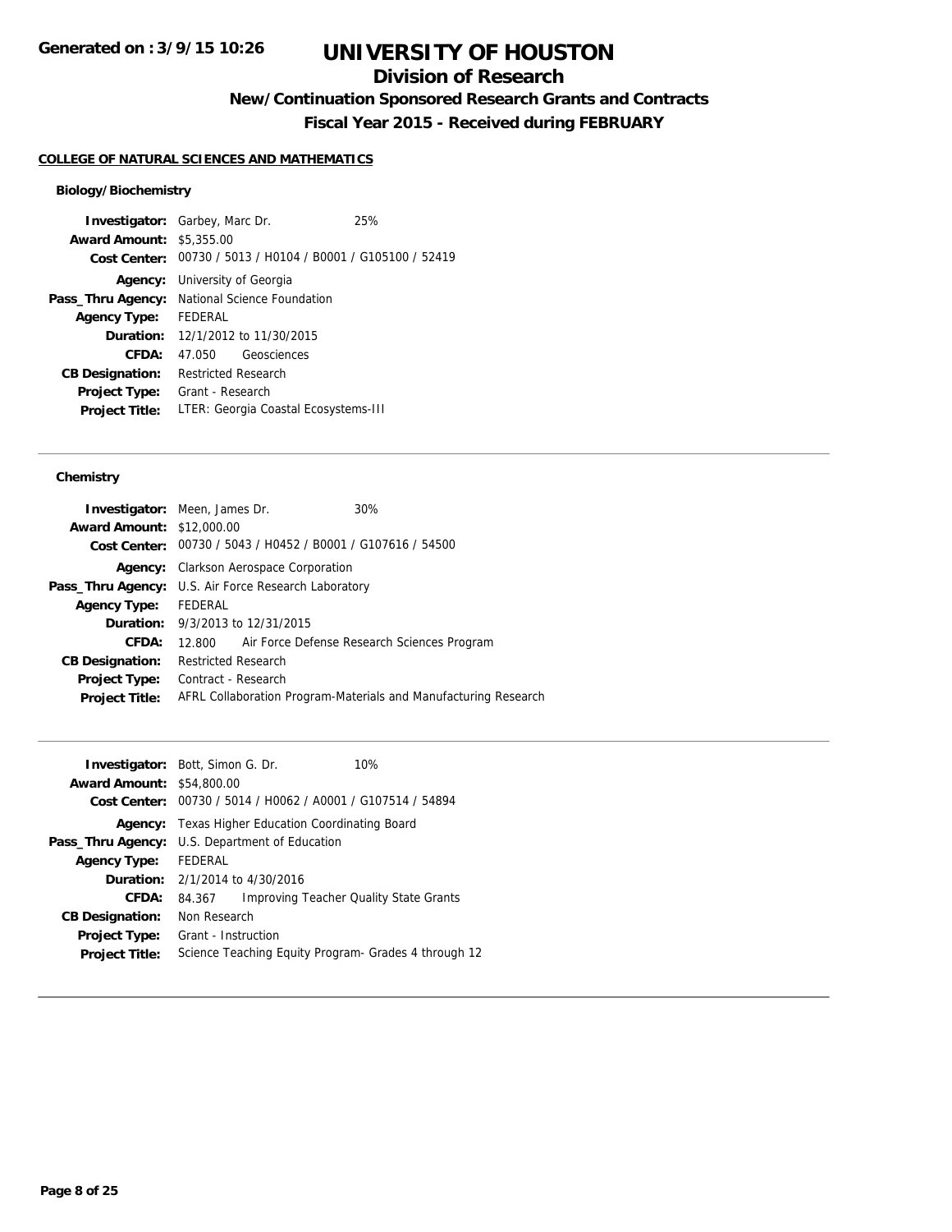# UNIVERSITY OF HOUSTON

## Division of Research

### New/Continuation Sponsored Research Grants and Contracts

### Fiscal Year 2015 - Received during FEBRUARY

**COLLEGE OF NATURAL SCIENCES AND MATHEMATICS**

#### Biology/Biochemistry

**Investigator:** Garbey, Marc Dr. 25%
**Award Amount:** $5,355.00
**Cost Center:** 00730 / 5013 / H0104 / B0001 / G105100 / 52419
**Agency:** University of Georgia
**Pass_Thru Agency:** National Science Foundation
**Agency Type:** FEDERAL
**Duration:** 12/1/2012 to 11/30/2015
**CFDA:** 47.050 Geosciences
**CB Designation:** Restricted Research
**Project Type:** Grant - Research
**Project Title:** LTER: Georgia Coastal Ecosystems-III

---

#### Chemistry

**Investigator:** Meen, James Dr. 30%
**Award Amount:** $12,000.00
**Cost Center:** 00730 / 5043 / H0452 / B0001 / G107616 / 54500
**Agency:** Clarkson Aerospace Corporation
**Pass_Thru Agency:** U.S. Air Force Research Laboratory
**Agency Type:** FEDERAL
**Duration:** 9/3/2013 to 12/31/2015
**CFDA:** 12.800 Air Force Defense Research Sciences Program
**CB Designation:** Restricted Research
**Project Type:** Contract - Research
**Project Title:** AFRL Collaboration Program-Materials and Manufacturing Research

---

**Investigator:** Bott, Simon G. Dr. 10%
**Award Amount:** $54,800.00
**Cost Center:** 00730 / 5014 / H0062 / A0001 / G107514 / 54894
**Agency:** Texas Higher Education Coordinating Board
**Pass_Thru Agency:** U.S. Department of Education
**Agency Type:** FEDERAL
**Duration:** 2/1/2014 to 4/30/2016
**CFDA:** 84.367 Improving Teacher Quality State Grants
**CB Designation:** Non Research
**Project Type:** Grant - Instruction
**Project Title:** Science Teaching Equity Program- Grades 4 through 12

---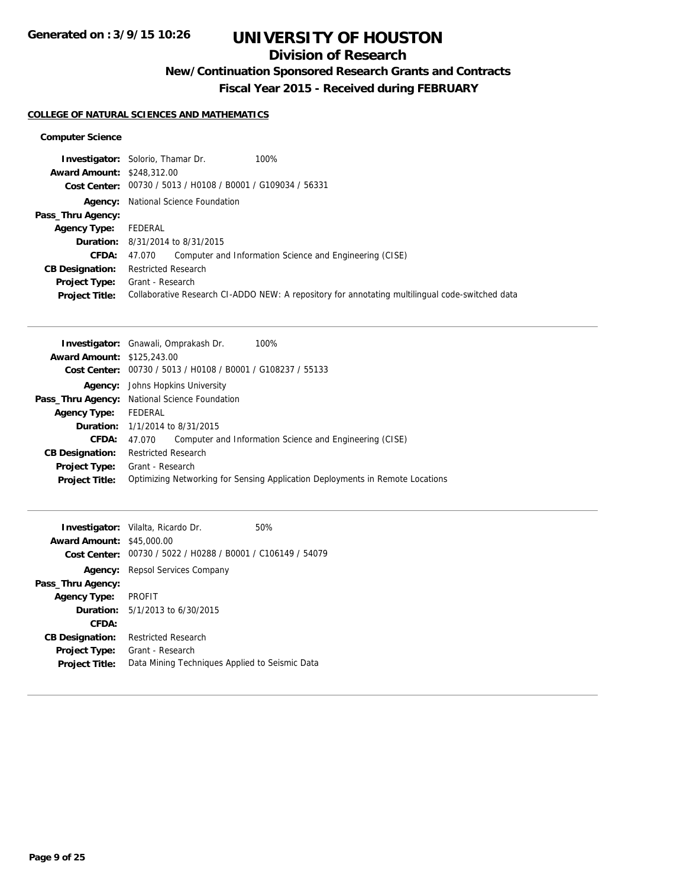# UNIVERSITY OF HOUSTON

## Division of Research

### New/Continuation Sponsored Research Grants and Contracts

### Fiscal Year 2015 - Received during FEBRUARY

**Generated on : 3/9/15 10:26**

**COLLEGE OF NATURAL SCIENCES AND MATHEMATICS**

**Computer Science**

**Investigator:** Solorio, Thamar Dr. 100%
**Award Amount:** $248,312.00
**Cost Center:** 00730 / 5013 / H0108 / B0001 / G109034 / 56331
**Agency:** National Science Foundation
**Pass_Thru Agency:**
**Agency Type:** FEDERAL
**Duration:** 8/31/2014 to 8/31/2015
**CFDA:** 47.070 Computer and Information Science and Engineering (CISE)
**CB Designation:** Restricted Research
**Project Type:** Grant - Research
**Project Title:** Collaborative Research CI-ADDO NEW: A repository for annotating multilingual code-switched data

---

**Investigator:** Gnawali, Omprakash Dr. 100%
**Award Amount:** $125,243.00
**Cost Center:** 00730 / 5013 / H0108 / B0001 / G108237 / 55133
**Agency:** Johns Hopkins University
**Pass_Thru Agency:** National Science Foundation
**Agency Type:** FEDERAL
**Duration:** 1/1/2014 to 8/31/2015
**CFDA:** 47.070 Computer and Information Science and Engineering (CISE)
**CB Designation:** Restricted Research
**Project Type:** Grant - Research
**Project Title:** Optimizing Networking for Sensing Application Deployments in Remote Locations

---

**Investigator:** Vilalta, Ricardo Dr. 50%
**Award Amount:** $45,000.00
**Cost Center:** 00730 / 5022 / H0288 / B0001 / C106149 / 54079
**Agency:** Repsol Services Company
**Pass_Thru Agency:**
**Agency Type:** PROFIT
**Duration:** 5/1/2013 to 6/30/2015
**CFDA:**
**CB Designation:** Restricted Research
**Project Type:** Grant - Research
**Project Title:** Data Mining Techniques Applied to Seismic Data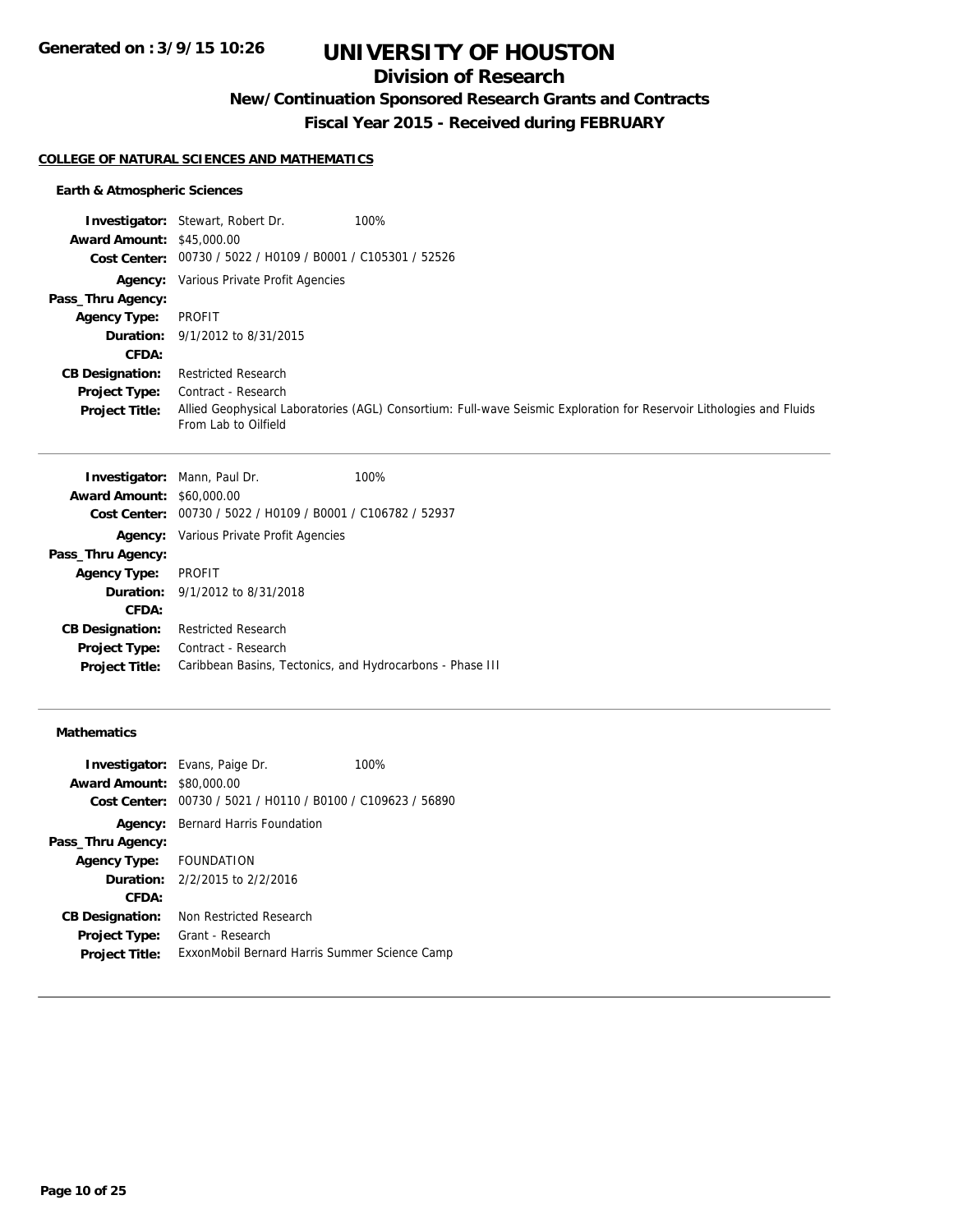# UNIVERSITY OF HOUSTON

## Division of Research

### New/Continuation Sponsored Research Grants and Contracts

### Fiscal Year 2015 - Received during FEBRUARY

**COLLEGE OF NATURAL SCIENCES AND MATHEMATICS**

**Earth & Atmospheric Sciences**

**Investigator:** Stewart, Robert Dr. 100%
**Award Amount:** $45,000.00
**Cost Center:** 00730 / 5022 / H0109 / B0001 / C105301 / 52526
**Agency:** Various Private Profit Agencies
**Pass_Thru Agency:**
**Agency Type:** PROFIT
**Duration:** 9/1/2012 to 8/31/2015
**CFDA:**
**CB Designation:** Restricted Research
**Project Type:** Contract - Research
**Project Title:** Allied Geophysical Laboratories (AGL) Consortium: Full-wave Seismic Exploration for Reservoir Lithologies and Fluids From Lab to Oilfield

---

**Investigator:** Mann, Paul Dr. 100%
**Award Amount:** $60,000.00
**Cost Center:** 00730 / 5022 / H0109 / B0001 / C106782 / 52937
**Agency:** Various Private Profit Agencies
**Pass_Thru Agency:**
**Agency Type:** PROFIT
**Duration:** 9/1/2012 to 8/31/2018
**CFDA:**
**CB Designation:** Restricted Research
**Project Type:** Contract - Research
**Project Title:** Caribbean Basins, Tectonics, and Hydrocarbons - Phase III

---

**Mathematics**

**Investigator:** Evans, Paige Dr. 100%
**Award Amount:** $80,000.00
**Cost Center:** 00730 / 5021 / H0110 / B0100 / C109623 / 56890
**Agency:** Bernard Harris Foundation
**Pass_Thru Agency:**
**Agency Type:** FOUNDATION
**Duration:** 2/2/2015 to 2/2/2016
**CFDA:**
**CB Designation:** Non Restricted Research
**Project Type:** Grant - Research
**Project Title:** ExxonMobil Bernard Harris Summer Science Camp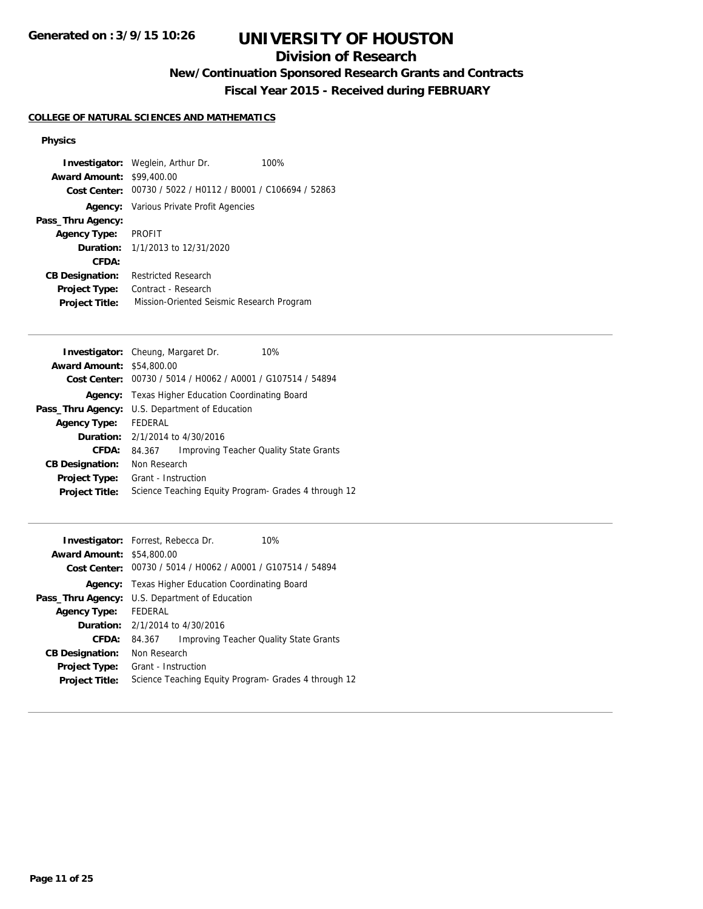# UNIVERSITY OF HOUSTON

## Division of Research

### New/Continuation Sponsored Research Grants and Contracts

### Fiscal Year 2015 - Received during FEBRUARY

**COLLEGE OF NATURAL SCIENCES AND MATHEMATICS**

#### Physics

**Investigator:** Weglein, Arthur Dr. 100%
**Award Amount:** $99,400.00
**Cost Center:** 00730 / 5022 / H0112 / B0001 / C106694 / 52863
**Agency:** Various Private Profit Agencies
**Pass_Thru Agency:**
**Agency Type:** PROFIT
**Duration:** 1/1/2013 to 12/31/2020
**CFDA:**
**CB Designation:** Restricted Research
**Project Type:** Contract - Research
**Project Title:** Mission-Oriented Seismic Research Program

---

**Investigator:** Cheung, Margaret Dr. 10%
**Award Amount:** $54,800.00
**Cost Center:** 00730 / 5014 / H0062 / A0001 / G107514 / 54894
**Agency:** Texas Higher Education Coordinating Board
**Pass_Thru Agency:** U.S. Department of Education
**Agency Type:** FEDERAL
**Duration:** 2/1/2014 to 4/30/2016
**CFDA:** 84.367 Improving Teacher Quality State Grants
**CB Designation:** Non Research
**Project Type:** Grant - Instruction
**Project Title:** Science Teaching Equity Program- Grades 4 through 12

---

**Investigator:** Forrest, Rebecca Dr. 10%
**Award Amount:** $54,800.00
**Cost Center:** 00730 / 5014 / H0062 / A0001 / G107514 / 54894
**Agency:** Texas Higher Education Coordinating Board
**Pass_Thru Agency:** U.S. Department of Education
**Agency Type:** FEDERAL
**Duration:** 2/1/2014 to 4/30/2016
**CFDA:** 84.367 Improving Teacher Quality State Grants
**CB Designation:** Non Research
**Project Type:** Grant - Instruction
**Project Title:** Science Teaching Equity Program- Grades 4 through 12

---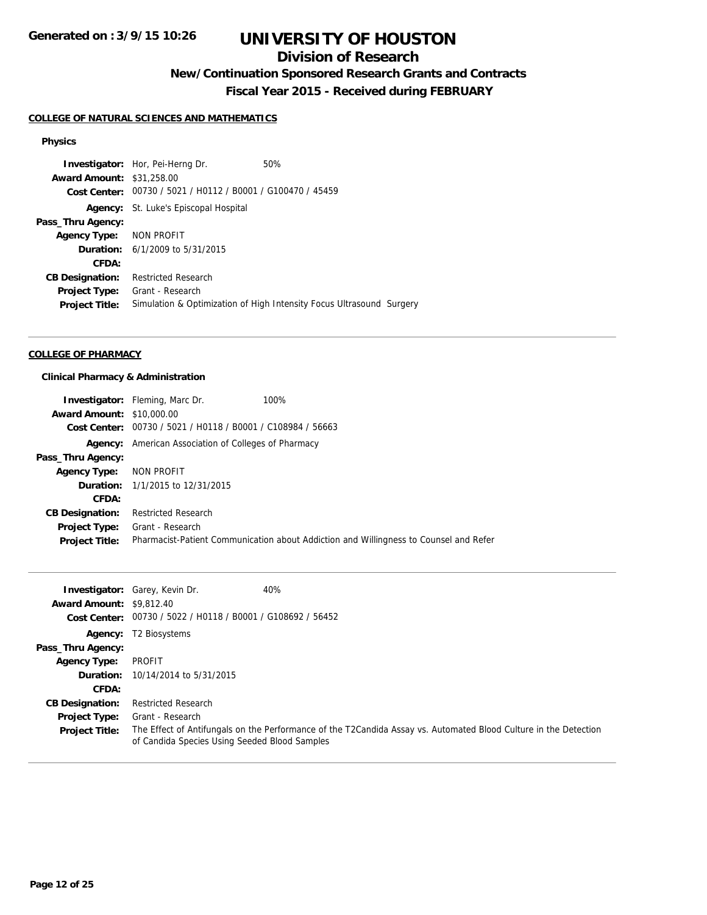# UNIVERSITY OF HOUSTON

## Division of Research

### New/Continuation Sponsored Research Grants and Contracts

### Fiscal Year 2015 - Received during FEBRUARY

**COLLEGE OF NATURAL SCIENCES AND MATHEMATICS**

**Physics**

**Investigator:** Hor, Pei-Herng Dr. 50%
**Award Amount:** $31,258.00
**Cost Center:** 00730 / 5021 / H0112 / B0001 / G100470 / 45459
**Agency:** St. Luke's Episcopal Hospital
**Pass_Thru Agency:**
**Agency Type:** NON PROFIT
**Duration:** 6/1/2009 to 5/31/2015
**CFDA:**
**CB Designation:** Restricted Research
**Project Type:** Grant - Research
**Project Title:** Simulation & Optimization of High Intensity Focus Ultrasound Surgery

---

**COLLEGE OF PHARMACY**

**Clinical Pharmacy & Administration**

**Investigator:** Fleming, Marc Dr. 100%
**Award Amount:** $10,000.00
**Cost Center:** 00730 / 5021 / H0118 / B0001 / C108984 / 56663
**Agency:** American Association of Colleges of Pharmacy
**Pass_Thru Agency:**
**Agency Type:** NON PROFIT
**Duration:** 1/1/2015 to 12/31/2015
**CFDA:**
**CB Designation:** Restricted Research
**Project Type:** Grant - Research
**Project Title:** Pharmacist-Patient Communication about Addiction and Willingness to Counsel and Refer

---

**Investigator:** Garey, Kevin Dr. 40%
**Award Amount:** $9,812.40
**Cost Center:** 00730 / 5022 / H0118 / B0001 / G108692 / 56452
**Agency:** T2 Biosystems
**Pass_Thru Agency:**
**Agency Type:** PROFIT
**Duration:** 10/14/2014 to 5/31/2015
**CFDA:**
**CB Designation:** Restricted Research
**Project Type:** Grant - Research
**Project Title:** The Effect of Antifungals on the Performance of the T2Candida Assay vs. Automated Blood Culture in the Detection of Candida Species Using Seeded Blood Samples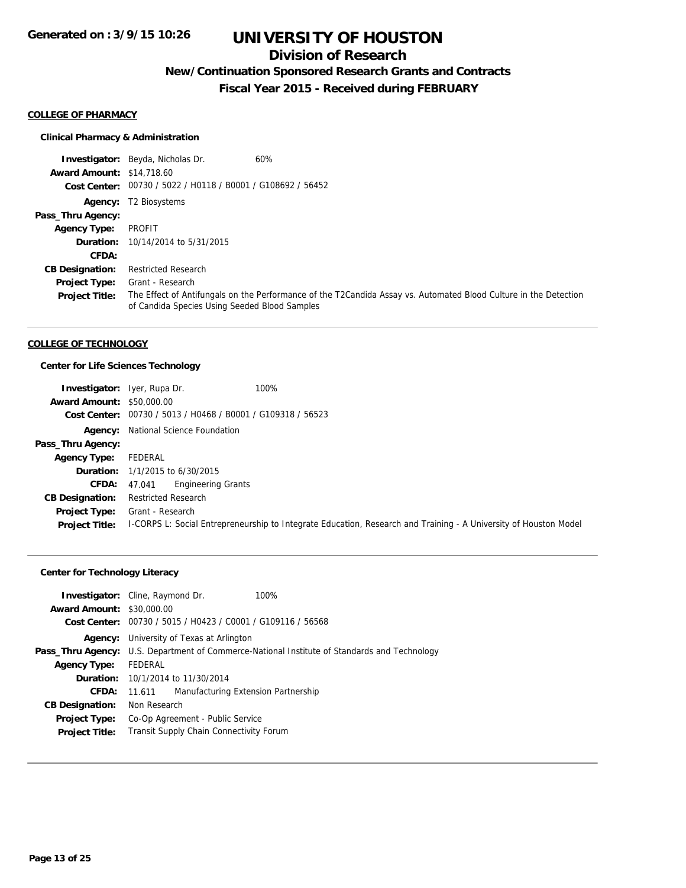**Generated on : 3/9/15 10:26**

# UNIVERSITY OF HOUSTON

## Division of Research

### New/Continuation Sponsored Research Grants and Contracts

### Fiscal Year 2015 - Received during FEBRUARY

**COLLEGE OF PHARMACY**

**Clinical Pharmacy & Administration**

**Investigator:** Beyda, Nicholas Dr. 60%
**Award Amount:** $14,718.60
**Cost Center:** 00730 / 5022 / H0118 / B0001 / G108692 / 56452
**Agency:** T2 Biosystems
**Pass_Thru Agency:**
**Agency Type:** PROFIT
**Duration:** 10/14/2014 to 5/31/2015
**CFDA:**
**CB Designation:** Restricted Research
**Project Type:** Grant - Research
**Project Title:** The Effect of Antifungals on the Performance of the T2Candida Assay vs. Automated Blood Culture in the Detection of Candida Species Using Seeded Blood Samples

---

**COLLEGE OF TECHNOLOGY**

**Center for Life Sciences Technology**

**Investigator:** Iyer, Rupa Dr. 100%
**Award Amount:** $50,000.00
**Cost Center:** 00730 / 5013 / H0468 / B0001 / G109318 / 56523
**Agency:** National Science Foundation
**Pass_Thru Agency:**
**Agency Type:** FEDERAL
**Duration:** 1/1/2015 to 6/30/2015
**CFDA:** 47.041 Engineering Grants
**CB Designation:** Restricted Research
**Project Type:** Grant - Research
**Project Title:** I-CORPS L: Social Entrepreneurship to Integrate Education, Research and Training - A University of Houston Model

---

**Center for Technology Literacy**

**Investigator:** Cline, Raymond Dr. 100%
**Award Amount:** $30,000.00
**Cost Center:** 00730 / 5015 / H0423 / C0001 / G109116 / 56568
**Agency:** University of Texas at Arlington
**Pass_Thru Agency:** U.S. Department of Commerce-National Institute of Standards and Technology
**Agency Type:** FEDERAL
**Duration:** 10/1/2014 to 11/30/2014
**CFDA:** 11.611 Manufacturing Extension Partnership
**CB Designation:** Non Research
**Project Type:** Co-Op Agreement - Public Service
**Project Title:** Transit Supply Chain Connectivity Forum

---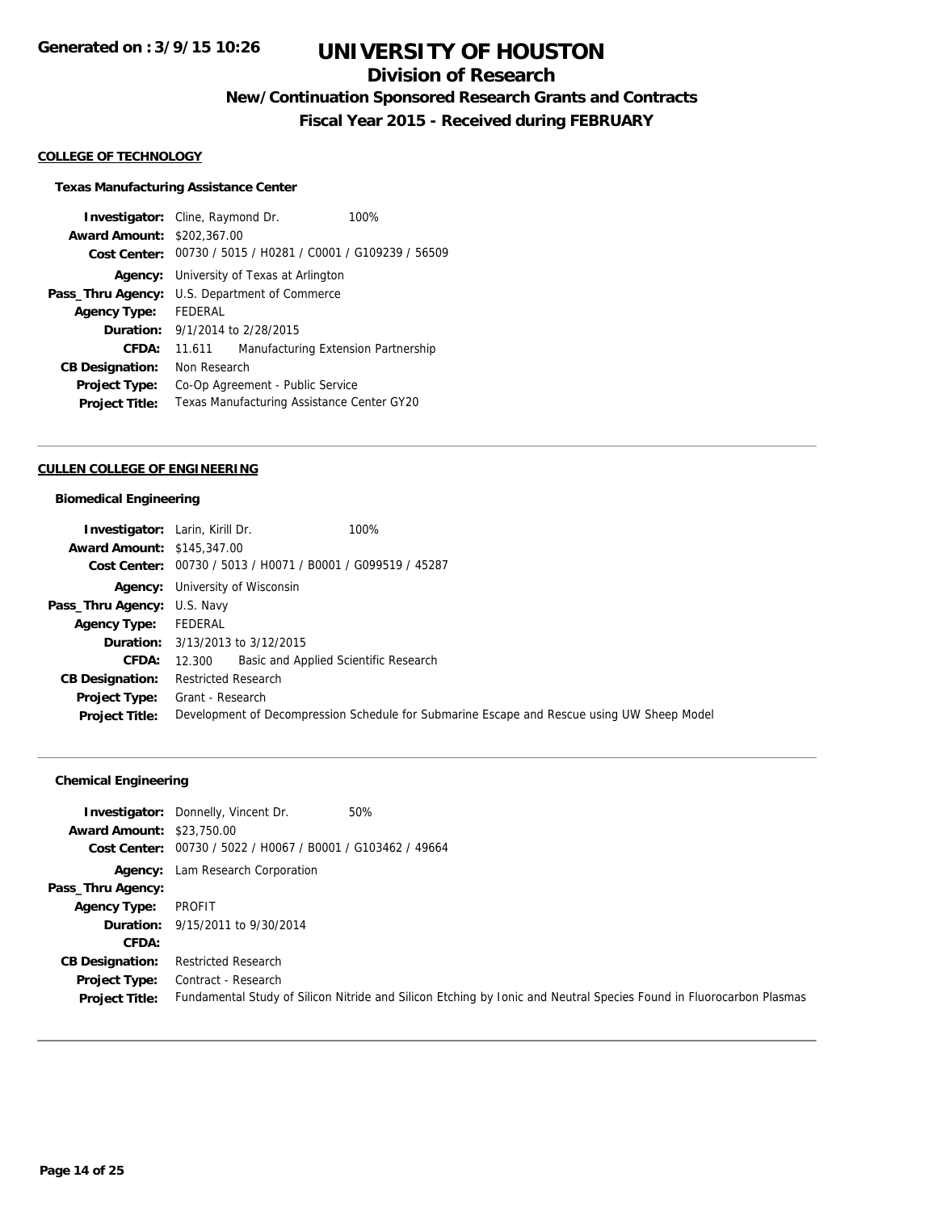# UNIVERSITY OF HOUSTON

## Division of Research

### New/Continuation Sponsored Research Grants and Contracts

### Fiscal Year 2015 - Received during FEBRUARY

Generated on : 3/9/15 10:26

**COLLEGE OF TECHNOLOGY**

**Texas Manufacturing Assistance Center**

**Investigator:** Cline, Raymond Dr. 100%
**Award Amount:** $202,367.00
**Cost Center:** 00730 / 5015 / H0281 / C0001 / G109239 / 56509
**Agency:** University of Texas at Arlington
**Pass_Thru Agency:** U.S. Department of Commerce
**Agency Type:** FEDERAL
**Duration:** 9/1/2014 to 2/28/2015
**CFDA:** 11.611 Manufacturing Extension Partnership
**CB Designation:** Non Research
**Project Type:** Co-Op Agreement - Public Service
**Project Title:** Texas Manufacturing Assistance Center GY20

---

**CULLEN COLLEGE OF ENGINEERING**

**Biomedical Engineering**

**Investigator:** Larin, Kirill Dr. 100%
**Award Amount:** $145,347.00
**Cost Center:** 00730 / 5013 / H0071 / B0001 / G099519 / 45287
**Agency:** University of Wisconsin
**Pass_Thru Agency:** U.S. Navy
**Agency Type:** FEDERAL
**Duration:** 3/13/2013 to 3/12/2015
**CFDA:** 12.300 Basic and Applied Scientific Research
**CB Designation:** Restricted Research
**Project Type:** Grant - Research
**Project Title:** Development of Decompression Schedule for Submarine Escape and Rescue using UW Sheep Model

---

**Chemical Engineering**

**Investigator:** Donnelly, Vincent Dr. 50%
**Award Amount:** $23,750.00
**Cost Center:** 00730 / 5022 / H0067 / B0001 / G103462 / 49664
**Agency:** Lam Research Corporation
**Pass_Thru Agency:**
**Agency Type:** PROFIT
**Duration:** 9/15/2011 to 9/30/2014
**CFDA:**
**CB Designation:** Restricted Research
**Project Type:** Contract - Research
**Project Title:** Fundamental Study of Silicon Nitride and Silicon Etching by Ionic and Neutral Species Found in Fluorocarbon Plasmas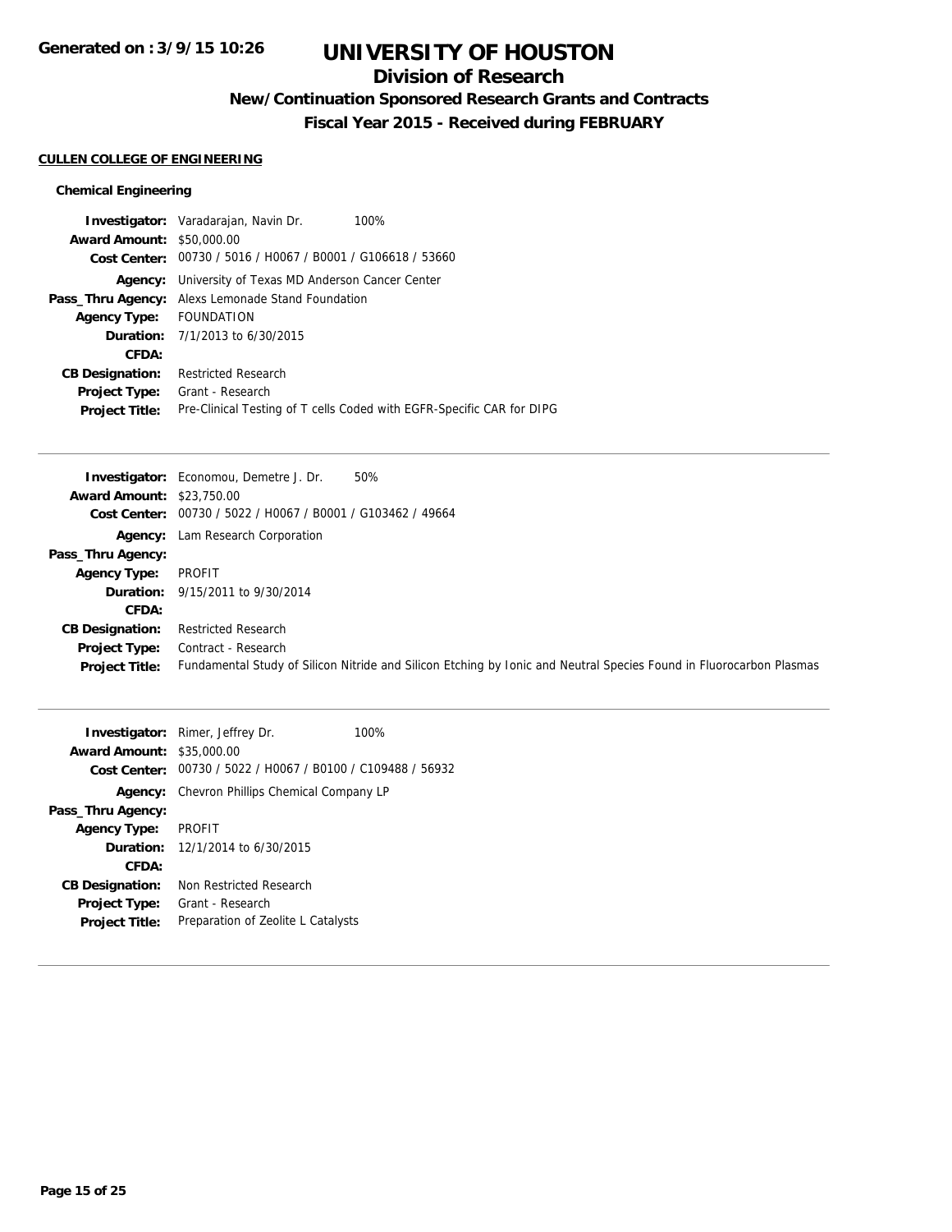# UNIVERSITY OF HOUSTON

## Division of Research

### New/Continuation Sponsored Research Grants and Contracts

### Fiscal Year 2015 - Received during FEBRUARY

**CULLEN COLLEGE OF ENGINEERING**

**Chemical Engineering**

**Investigator:** Varadarajan, Navin Dr. 100%
**Award Amount:** $50,000.00
**Cost Center:** 00730 / 5016 / H0067 / B0001 / G106618 / 53660
**Agency:** University of Texas MD Anderson Cancer Center
**Pass_Thru Agency:** Alexs Lemonade Stand Foundation
**Agency Type:** FOUNDATION
**Duration:** 7/1/2013 to 6/30/2015
**CFDA:**
**CB Designation:** Restricted Research
**Project Type:** Grant - Research
**Project Title:** Pre-Clinical Testing of T cells Coded with EGFR-Specific CAR for DIPG

---

**Investigator:** Economou, Demetre J. Dr. 50%
**Award Amount:** $23,750.00
**Cost Center:** 00730 / 5022 / H0067 / B0001 / G103462 / 49664
**Agency:** Lam Research Corporation
**Pass_Thru Agency:**
**Agency Type:** PROFIT
**Duration:** 9/15/2011 to 9/30/2014
**CFDA:**
**CB Designation:** Restricted Research
**Project Type:** Contract - Research
**Project Title:** Fundamental Study of Silicon Nitride and Silicon Etching by Ionic and Neutral Species Found in Fluorocarbon Plasmas

---

**Investigator:** Rimer, Jeffrey Dr. 100%
**Award Amount:** $35,000.00
**Cost Center:** 00730 / 5022 / H0067 / B0100 / C109488 / 56932
**Agency:** Chevron Phillips Chemical Company LP
**Pass_Thru Agency:**
**Agency Type:** PROFIT
**Duration:** 12/1/2014 to 6/30/2015
**CFDA:**
**CB Designation:** Non Restricted Research
**Project Type:** Grant - Research
**Project Title:** Preparation of Zeolite L Catalysts

---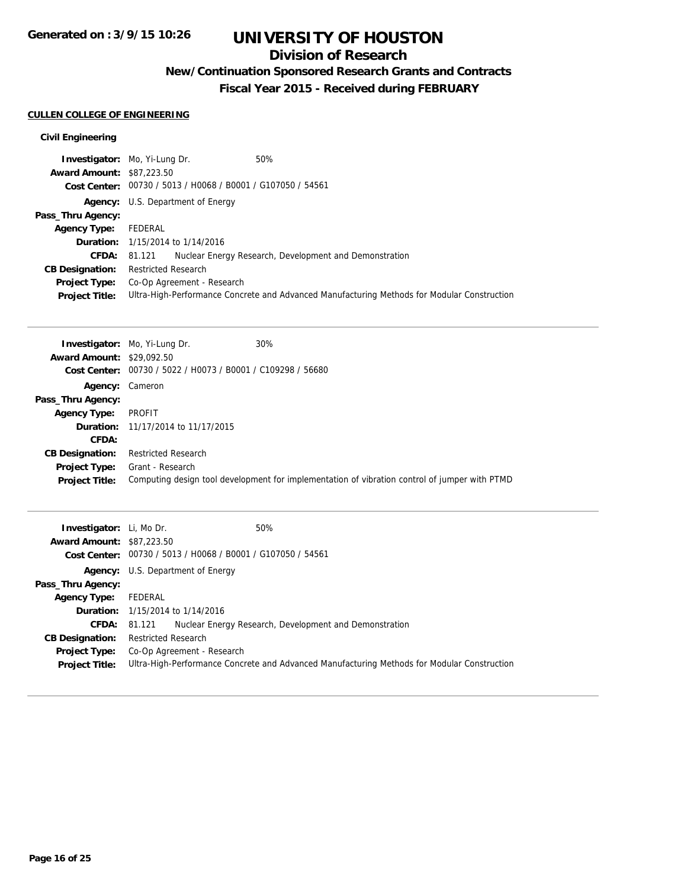## CULLEN COLLEGE OF ENGINEERING

### Civil Engineering

**Investigator:** Mo, Yi-Lung Dr. 50%
**Award Amount:** $87,223.50
**Cost Center:** 00730 / 5013 / H0068 / B0001 / G107050 / 54561
**Agency:** U.S. Department of Energy
**Pass_Thru Agency:**
**Agency Type:** FEDERAL
**Duration:** 1/15/2014 to 1/14/2016
**CFDA:** 81.121 Nuclear Energy Research, Development and Demonstration
**CB Designation:** Restricted Research
**Project Type:** Co-Op Agreement - Research
**Project Title:** Ultra-High-Performance Concrete and Advanced Manufacturing Methods for Modular Construction

---

**Investigator:** Mo, Yi-Lung Dr. 30%
**Award Amount:** $29,092.50
**Cost Center:** 00730 / 5022 / H0073 / B0001 / C109298 / 56680
**Agency:** Cameron
**Pass_Thru Agency:**
**Agency Type:** PROFIT
**Duration:** 11/17/2014 to 11/17/2015
**CFDA:**
**CB Designation:** Restricted Research
**Project Type:** Grant - Research
**Project Title:** Computing design tool development for implementation of vibration control of jumper with PTMD

---

**Investigator:** Li, Mo Dr. 50%
**Award Amount:** $87,223.50
**Cost Center:** 00730 / 5013 / H0068 / B0001 / G107050 / 54561
**Agency:** U.S. Department of Energy
**Pass_Thru Agency:**
**Agency Type:** FEDERAL
**Duration:** 1/15/2014 to 1/14/2016
**CFDA:** 81.121 Nuclear Energy Research, Development and Demonstration
**CB Designation:** Restricted Research
**Project Type:** Co-Op Agreement - Research
**Project Title:** Ultra-High-Performance Concrete and Advanced Manufacturing Methods for Modular Construction

---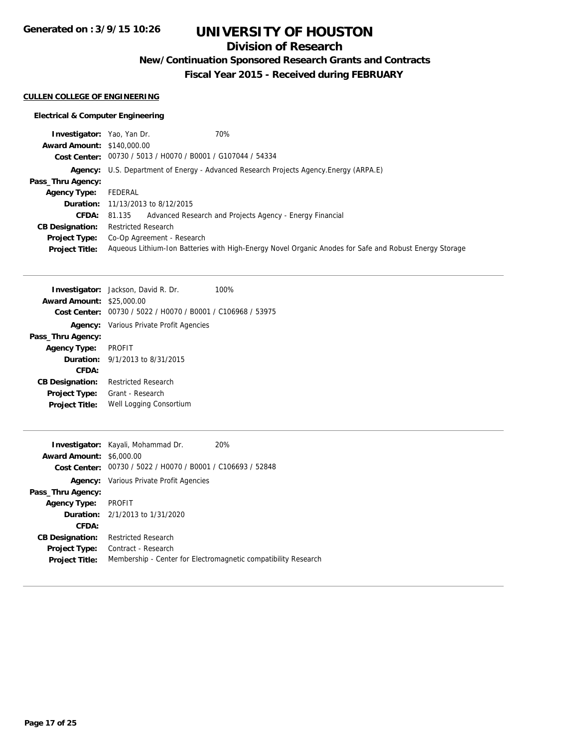**Generated on : 3/9/15 10:26**

# UNIVERSITY OF HOUSTON

## Division of Research

### New/Continuation Sponsored Research Grants and Contracts

### Fiscal Year 2015 - Received during FEBRUARY

**CULLEN COLLEGE OF ENGINEERING**

**Electrical & Computer Engineering**

**Investigator:** Yao, Yan Dr. 70%
**Award Amount:** $140,000.00
**Cost Center:** 00730 / 5013 / H0070 / B0001 / G107044 / 54334
**Agency:** U.S. Department of Energy - Advanced Research Projects Agency.Energy (ARPA.E)
**Pass_Thru Agency:**
**Agency Type:** FEDERAL
**Duration:** 11/13/2013 to 8/12/2015
**CFDA:** 81.135 Advanced Research and Projects Agency - Energy Financial
**CB Designation:** Restricted Research
**Project Type:** Co-Op Agreement - Research
**Project Title:** Aqueous Lithium-Ion Batteries with High-Energy Novel Organic Anodes for Safe and Robust Energy Storage

---

**Investigator:** Jackson, David R. Dr. 100%
**Award Amount:** $25,000.00
**Cost Center:** 00730 / 5022 / H0070 / B0001 / C106968 / 53975
**Agency:** Various Private Profit Agencies
**Pass_Thru Agency:**
**Agency Type:** PROFIT
**Duration:** 9/1/2013 to 8/31/2015
**CFDA:**
**CB Designation:** Restricted Research
**Project Type:** Grant - Research
**Project Title:** Well Logging Consortium

---

**Investigator:** Kayali, Mohammad Dr. 20%
**Award Amount:** $6,000.00
**Cost Center:** 00730 / 5022 / H0070 / B0001 / C106693 / 52848
**Agency:** Various Private Profit Agencies
**Pass_Thru Agency:**
**Agency Type:** PROFIT
**Duration:** 2/1/2013 to 1/31/2020
**CFDA:**
**CB Designation:** Restricted Research
**Project Type:** Contract - Research
**Project Title:** Membership - Center for Electromagnetic compatibility Research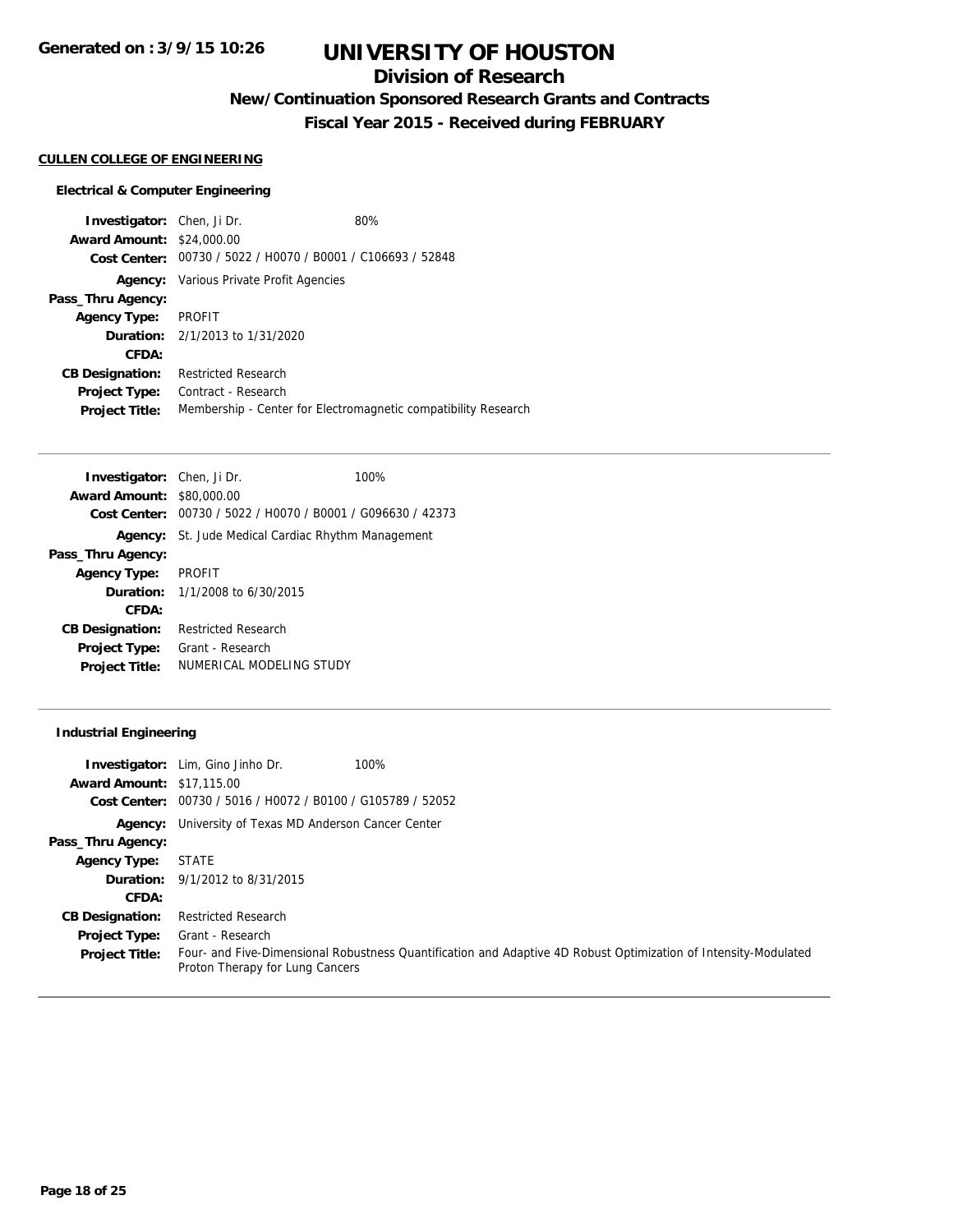# UNIVERSITY OF HOUSTON

## Division of Research

### New/Continuation Sponsored Research Grants and Contracts

### Fiscal Year 2015 - Received during FEBRUARY

Generated on : 3/9/15 10:26

**CULLEN COLLEGE OF ENGINEERING**

**Electrical & Computer Engineering**

**Investigator:** Chen, Ji Dr. 80%
**Award Amount:** $24,000.00
**Cost Center:** 00730 / 5022 / H0070 / B0001 / C106693 / 52848
**Agency:** Various Private Profit Agencies
**Pass_Thru Agency:**
**Agency Type:** PROFIT
**Duration:** 2/1/2013 to 1/31/2020
**CFDA:**
**CB Designation:** Restricted Research
**Project Type:** Contract - Research
**Project Title:** Membership - Center for Electromagnetic compatibility Research

---

**Investigator:** Chen, Ji Dr. 100%
**Award Amount:** $80,000.00
**Cost Center:** 00730 / 5022 / H0070 / B0001 / G096630 / 42373
**Agency:** St. Jude Medical Cardiac Rhythm Management
**Pass_Thru Agency:**
**Agency Type:** PROFIT
**Duration:** 1/1/2008 to 6/30/2015
**CFDA:**
**CB Designation:** Restricted Research
**Project Type:** Grant - Research
**Project Title:** NUMERICAL MODELING STUDY

---

**Industrial Engineering**

**Investigator:** Lim, Gino Jinho Dr. 100%
**Award Amount:** $17,115.00
**Cost Center:** 00730 / 5016 / H0072 / B0100 / G105789 / 52052
**Agency:** University of Texas MD Anderson Cancer Center
**Pass_Thru Agency:**
**Agency Type:** STATE
**Duration:** 9/1/2012 to 8/31/2015
**CFDA:**
**CB Designation:** Restricted Research
**Project Type:** Grant - Research
**Project Title:** Four- and Five-Dimensional Robustness Quantification and Adaptive 4D Robust Optimization of Intensity-Modulated Proton Therapy for Lung Cancers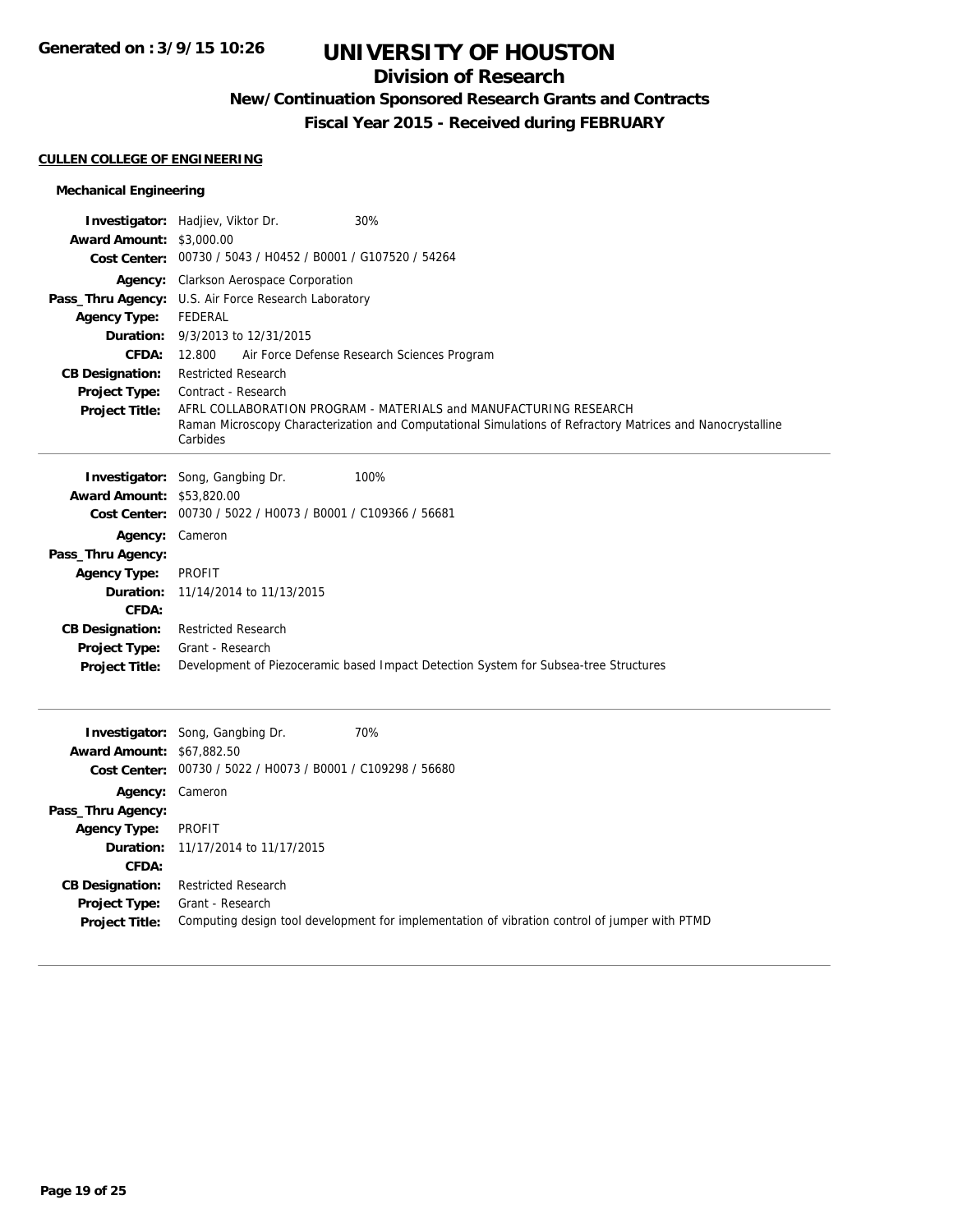# UNIVERSITY OF HOUSTON

## Division of Research

### New/Continuation Sponsored Research Grants and Contracts

### Fiscal Year 2015 - Received during FEBRUARY

**CULLEN COLLEGE OF ENGINEERING**

#### Mechanical Engineering

**Investigator:** Hadjiev, Viktor Dr. 30%
**Award Amount:** $3,000.00
**Cost Center:** 00730 / 5043 / H0452 / B0001 / G107520 / 54264
**Agency:** Clarkson Aerospace Corporation
**Pass_Thru Agency:** U.S. Air Force Research Laboratory
**Agency Type:** FEDERAL
**Duration:** 9/3/2013 to 12/31/2015
**CFDA:** 12.800 Air Force Defense Research Sciences Program
**CB Designation:** Restricted Research
**Project Type:** Contract - Research
**Project Title:** AFRL COLLABORATION PROGRAM - MATERIALS and MANUFACTURING RESEARCH
Raman Microscopy Characterization and Computational Simulations of Refractory Matrices and Nanocrystalline Carbides

---

**Investigator:** Song, Gangbing Dr. 100%
**Award Amount:** $53,820.00
**Cost Center:** 00730 / 5022 / H0073 / B0001 / C109366 / 56681
**Agency:** Cameron
**Pass_Thru Agency:**
**Agency Type:** PROFIT
**Duration:** 11/14/2014 to 11/13/2015
**CFDA:**
**CB Designation:** Restricted Research
**Project Type:** Grant - Research
**Project Title:** Development of Piezoceramic based Impact Detection System for Subsea-tree Structures

---

**Investigator:** Song, Gangbing Dr. 70%
**Award Amount:** $67,882.50
**Cost Center:** 00730 / 5022 / H0073 / B0001 / C109298 / 56680
**Agency:** Cameron
**Pass_Thru Agency:**
**Agency Type:** PROFIT
**Duration:** 11/17/2014 to 11/17/2015
**CFDA:**
**CB Designation:** Restricted Research
**Project Type:** Grant - Research
**Project Title:** Computing design tool development for implementation of vibration control of jumper with PTMD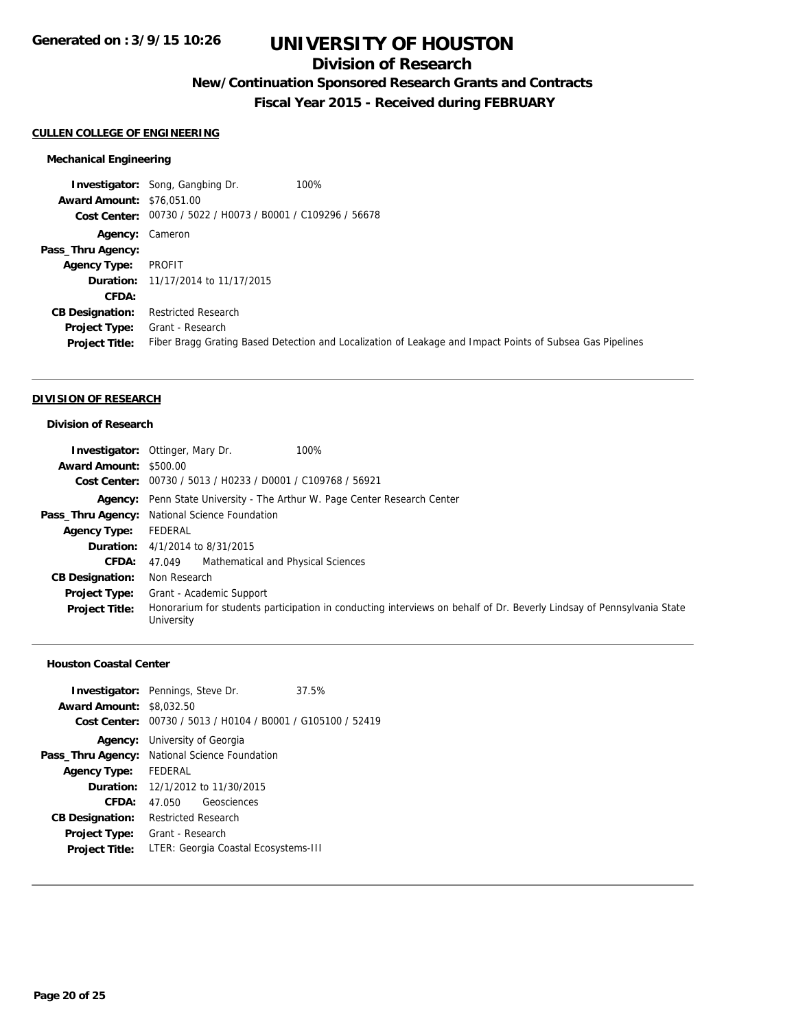# UNIVERSITY OF HOUSTON

## Division of Research

### New/Continuation Sponsored Research Grants and Contracts

### Fiscal Year 2015 - Received during FEBRUARY

**Generated on : 3/9/15 10:26**

#### CULLEN COLLEGE OF ENGINEERING

**Mechanical Engineering**

| | |
|---|---|
| **Investigator:** | Song, Gangbing Dr. 100% |
| **Award Amount:** | $76,051.00 |
| **Cost Center:** | 00730 / 5022 / H0073 / B0001 / C109296 / 56678 |
| **Agency:** | Cameron |
| **Pass_Thru Agency:** | |
| **Agency Type:** | PROFIT |
| **Duration:** | 11/17/2014 to 11/17/2015 |
| **CFDA:** | |
| **CB Designation:** | Restricted Research |
| **Project Type:** | Grant - Research |
| **Project Title:** | Fiber Bragg Grating Based Detection and Localization of Leakage and Impact Points of Subsea Gas Pipelines |

---

#### DIVISION OF RESEARCH

**Division of Research**

| | |
|---|---|
| **Investigator:** | Ottinger, Mary Dr. 100% |
| **Award Amount:** | $500.00 |
| **Cost Center:** | 00730 / 5013 / H0233 / D0001 / C109768 / 56921 |
| **Agency:** | Penn State University - The Arthur W. Page Center Research Center |
| **Pass_Thru Agency:** | National Science Foundation |
| **Agency Type:** | FEDERAL |
| **Duration:** | 4/1/2014 to 8/31/2015 |
| **CFDA:** | 47.049 Mathematical and Physical Sciences |
| **CB Designation:** | Non Research |
| **Project Type:** | Grant - Academic Support |
| **Project Title:** | Honorarium for students participation in conducting interviews on behalf of Dr. Beverly Lindsay of Pennsylvania State University |

---

**Houston Coastal Center**

| | |
|---|---|
| **Investigator:** | Pennings, Steve Dr. 37.5% |
| **Award Amount:** | $8,032.50 |
| **Cost Center:** | 00730 / 5013 / H0104 / B0001 / G105100 / 52419 |
| **Agency:** | University of Georgia |
| **Pass_Thru Agency:** | National Science Foundation |
| **Agency Type:** | FEDERAL |
| **Duration:** | 12/1/2012 to 11/30/2015 |
| **CFDA:** | 47.050 Geosciences |
| **CB Designation:** | Restricted Research |
| **Project Type:** | Grant - Research |
| **Project Title:** | LTER: Georgia Coastal Ecosystems-III |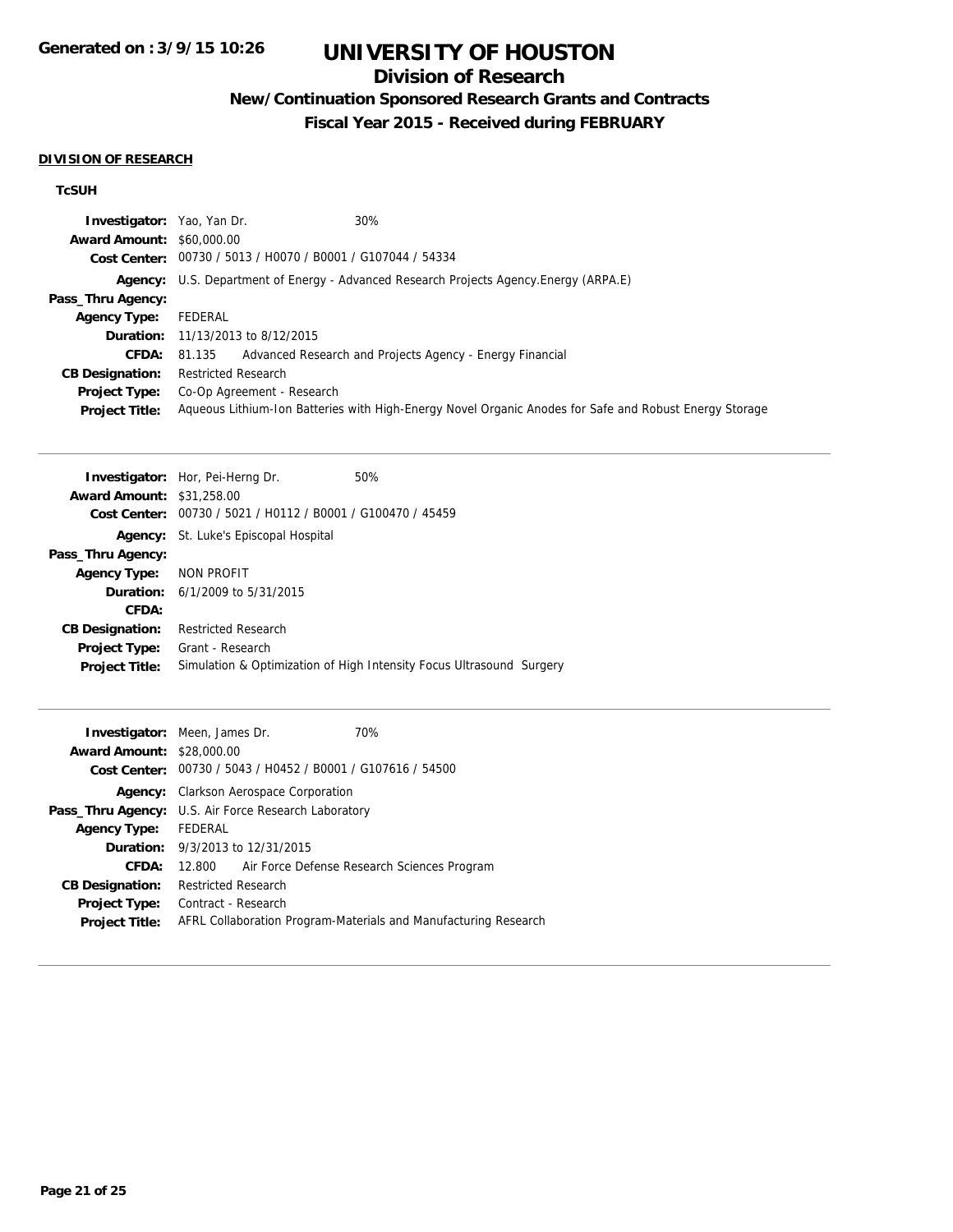**Generated on : 3/9/15 10:26**

# UNIVERSITY OF HOUSTON

## Division of Research

### New/Continuation Sponsored Research Grants and Contracts

### Fiscal Year 2015 - Received during FEBRUARY

**DIVISION OF RESEARCH**

**TcSUH**

| | | |
|---|---|---|
| **Investigator:** | Yao, Yan Dr. | 30% |
| **Award Amount:** | $60,000.00 | |
| **Cost Center:** | 00730 / 5013 / H0070 / B0001 / G107044 / 54334 | |
| **Agency:** | U.S. Department of Energy - Advanced Research Projects Agency.Energy (ARPA.E) | |
| **Pass_Thru Agency:** | | |
| **Agency Type:** | FEDERAL | |
| **Duration:** | 11/13/2013 to 8/12/2015 | |
| **CFDA:** | 81.135 Advanced Research and Projects Agency - Energy Financial | |
| **CB Designation:** | Restricted Research | |
| **Project Type:** | Co-Op Agreement - Research | |
| **Project Title:** | Aqueous Lithium-Ion Batteries with High-Energy Novel Organic Anodes for Safe and Robust Energy Storage | |

---

| | | |
|---|---|---|
| **Investigator:** | Hor, Pei-Herng Dr. | 50% |
| **Award Amount:** | $31,258.00 | |
| **Cost Center:** | 00730 / 5021 / H0112 / B0001 / G100470 / 45459 | |
| **Agency:** | St. Luke's Episcopal Hospital | |
| **Pass_Thru Agency:** | | |
| **Agency Type:** | NON PROFIT | |
| **Duration:** | 6/1/2009 to 5/31/2015 | |
| **CFDA:** | | |
| **CB Designation:** | Restricted Research | |
| **Project Type:** | Grant - Research | |
| **Project Title:** | Simulation & Optimization of High Intensity Focus Ultrasound Surgery | |

---

| | | |
|---|---|---|
| **Investigator:** | Meen, James Dr. | 70% |
| **Award Amount:** | $28,000.00 | |
| **Cost Center:** | 00730 / 5043 / H0452 / B0001 / G107616 / 54500 | |
| **Agency:** | Clarkson Aerospace Corporation | |
| **Pass_Thru Agency:** | U.S. Air Force Research Laboratory | |
| **Agency Type:** | FEDERAL | |
| **Duration:** | 9/3/2013 to 12/31/2015 | |
| **CFDA:** | 12.800 Air Force Defense Research Sciences Program | |
| **CB Designation:** | Restricted Research | |
| **Project Type:** | Contract - Research | |
| **Project Title:** | AFRL Collaboration Program-Materials and Manufacturing Research | |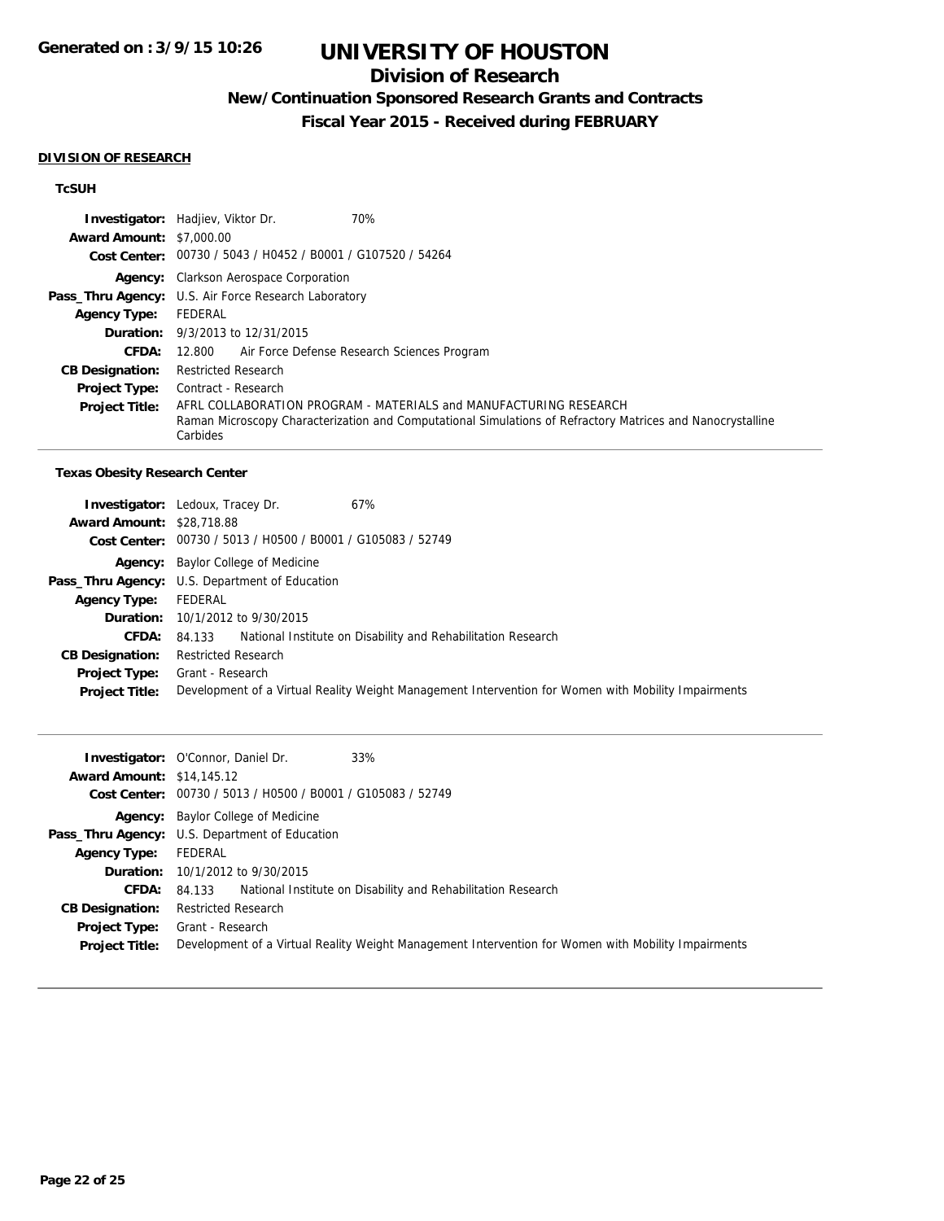# UNIVERSITY OF HOUSTON

## Division of Research

### New/Continuation Sponsored Research Grants and Contracts

### Fiscal Year 2015 - Received during FEBRUARY

Generated on : 3/9/15 10:26

**DIVISION OF RESEARCH**

**TcSUH**

| | |
|---|---|
| **Investigator:** | Hadjiev, Viktor Dr. 70% |
| **Award Amount:** | $7,000.00 |
| **Cost Center:** | 00730 / 5043 / H0452 / B0001 / G107520 / 54264 |
| **Agency:** | Clarkson Aerospace Corporation |
| **Pass_Thru Agency:** | U.S. Air Force Research Laboratory |
| **Agency Type:** | FEDERAL |
| **Duration:** | 9/3/2013 to 12/31/2015 |
| **CFDA:** | 12.800 Air Force Defense Research Sciences Program |
| **CB Designation:** | Restricted Research |
| **Project Type:** | Contract - Research |
| **Project Title:** | AFRL COLLABORATION PROGRAM - MATERIALS and MANUFACTURING RESEARCH Raman Microscopy Characterization and Computational Simulations of Refractory Matrices and Nanocrystalline Carbides |

**Texas Obesity Research Center**

| | |
|---|---|
| **Investigator:** | Ledoux, Tracey Dr. 67% |
| **Award Amount:** | $28,718.88 |
| **Cost Center:** | 00730 / 5013 / H0500 / B0001 / G105083 / 52749 |
| **Agency:** | Baylor College of Medicine |
| **Pass_Thru Agency:** | U.S. Department of Education |
| **Agency Type:** | FEDERAL |
| **Duration:** | 10/1/2012 to 9/30/2015 |
| **CFDA:** | 84.133 National Institute on Disability and Rehabilitation Research |
| **CB Designation:** | Restricted Research |
| **Project Type:** | Grant - Research |
| **Project Title:** | Development of a Virtual Reality Weight Management Intervention for Women with Mobility Impairments |

| | |
|---|---|
| **Investigator:** | O'Connor, Daniel Dr. 33% |
| **Award Amount:** | $14,145.12 |
| **Cost Center:** | 00730 / 5013 / H0500 / B0001 / G105083 / 52749 |
| **Agency:** | Baylor College of Medicine |
| **Pass_Thru Agency:** | U.S. Department of Education |
| **Agency Type:** | FEDERAL |
| **Duration:** | 10/1/2012 to 9/30/2015 |
| **CFDA:** | 84.133 National Institute on Disability and Rehabilitation Research |
| **CB Designation:** | Restricted Research |
| **Project Type:** | Grant - Research |
| **Project Title:** | Development of a Virtual Reality Weight Management Intervention for Women with Mobility Impairments |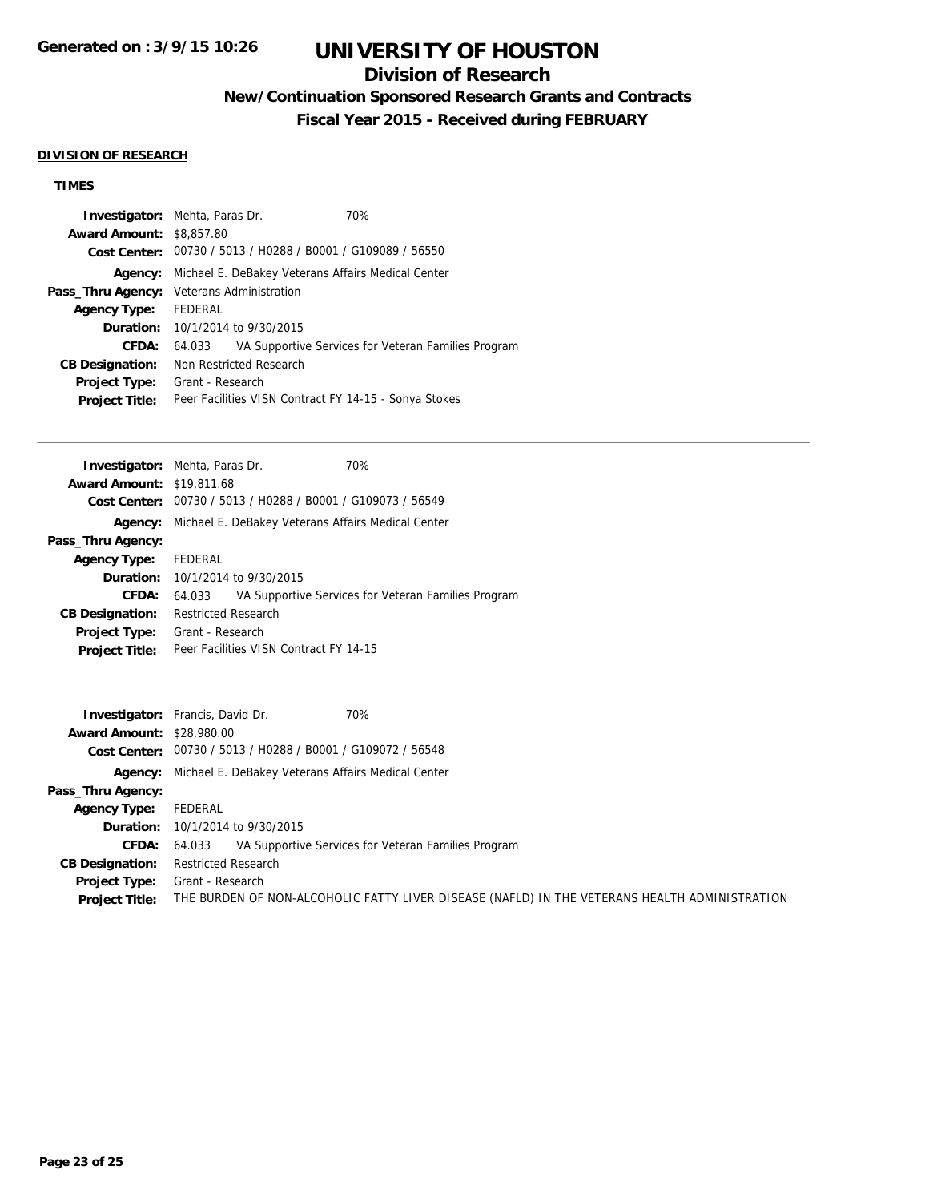# UNIVERSITY OF HOUSTON

## Division of Research

### New/Continuation Sponsored Research Grants and Contracts

### Fiscal Year 2015 - Received during FEBRUARY

**DIVISION OF RESEARCH**

**TIMES**

**Investigator:** Mehta, Paras Dr. 70%
**Award Amount:** $8,857.80
**Cost Center:** 00730 / 5013 / H0288 / B0001 / G109089 / 56550
**Agency:** Michael E. DeBakey Veterans Affairs Medical Center
**Pass_Thru Agency:** Veterans Administration
**Agency Type:** FEDERAL
**Duration:** 10/1/2014 to 9/30/2015
**CFDA:** 64.033 VA Supportive Services for Veteran Families Program
**CB Designation:** Non Restricted Research
**Project Type:** Grant - Research
**Project Title:** Peer Facilities VISN Contract FY 14-15 - Sonya Stokes

---

**Investigator:** Mehta, Paras Dr. 70%
**Award Amount:** $19,811.68
**Cost Center:** 00730 / 5013 / H0288 / B0001 / G109073 / 56549
**Agency:** Michael E. DeBakey Veterans Affairs Medical Center
**Pass_Thru Agency:**
**Agency Type:** FEDERAL
**Duration:** 10/1/2014 to 9/30/2015
**CFDA:** 64.033 VA Supportive Services for Veteran Families Program
**CB Designation:** Restricted Research
**Project Type:** Grant - Research
**Project Title:** Peer Facilities VISN Contract FY 14-15

---

**Investigator:** Francis, David Dr. 70%
**Award Amount:** $28,980.00
**Cost Center:** 00730 / 5013 / H0288 / B0001 / G109072 / 56548
**Agency:** Michael E. DeBakey Veterans Affairs Medical Center
**Pass_Thru Agency:**
**Agency Type:** FEDERAL
**Duration:** 10/1/2014 to 9/30/2015
**CFDA:** 64.033 VA Supportive Services for Veteran Families Program
**CB Designation:** Restricted Research
**Project Type:** Grant - Research
**Project Title:** THE BURDEN OF NON-ALCOHOLIC FATTY LIVER DISEASE (NAFLD) IN THE VETERANS HEALTH ADMINISTRATION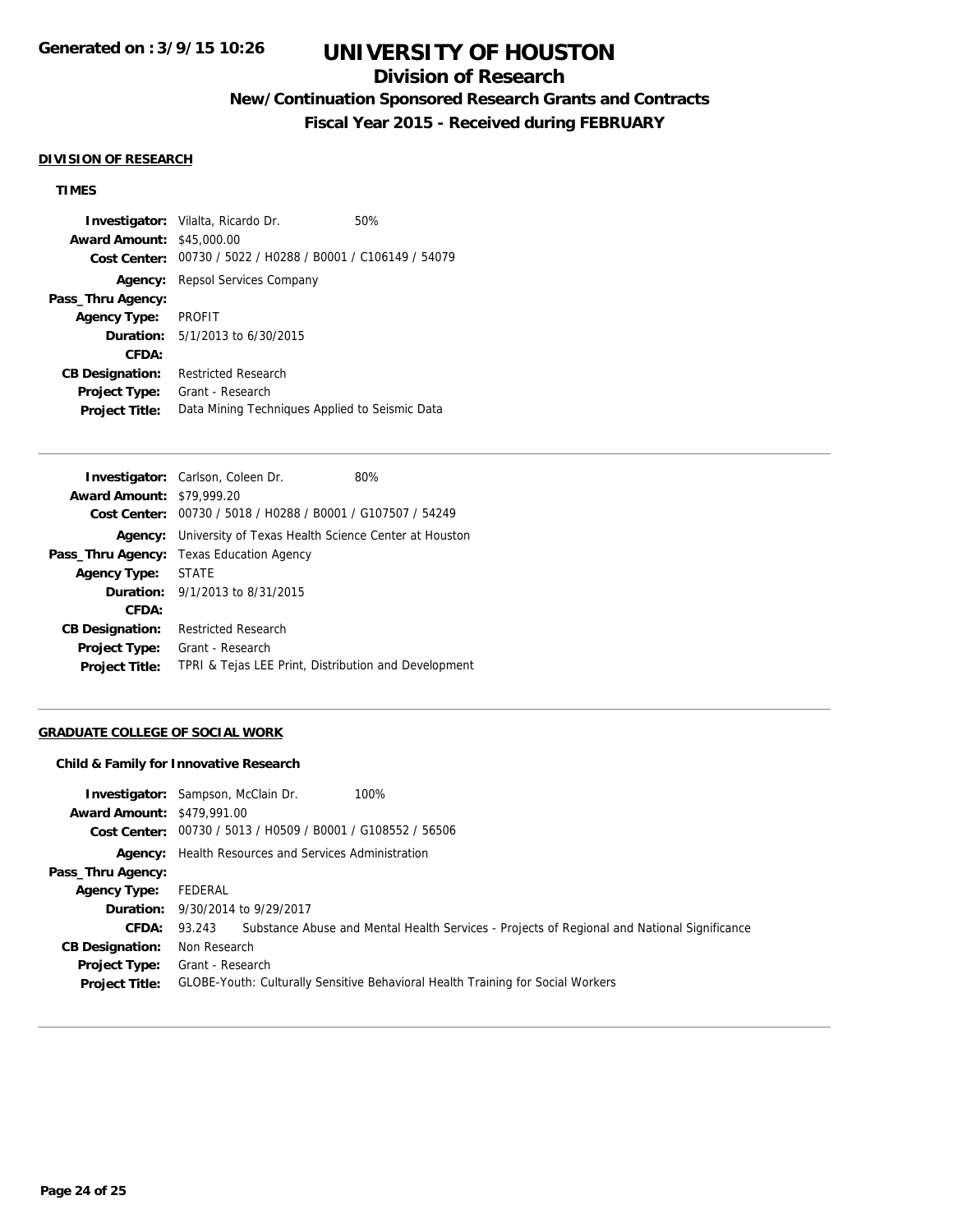## DIVISION OF RESEARCH

### TIMES

**Investigator:** Vilalta, Ricardo Dr. 50%
**Award Amount:** $45,000.00
**Cost Center:** 00730 / 5022 / H0288 / B0001 / C106149 / 54079
**Agency:** Repsol Services Company
**Pass_Thru Agency:**
**Agency Type:** PROFIT
**Duration:** 5/1/2013 to 6/30/2015
**CFDA:**
**CB Designation:** Restricted Research
**Project Type:** Grant - Research
**Project Title:** Data Mining Techniques Applied to Seismic Data

---

**Investigator:** Carlson, Coleen Dr. 80%
**Award Amount:** $79,999.20
**Cost Center:** 00730 / 5018 / H0288 / B0001 / G107507 / 54249
**Agency:** University of Texas Health Science Center at Houston
**Pass_Thru Agency:** Texas Education Agency
**Agency Type:** STATE
**Duration:** 9/1/2013 to 8/31/2015
**CFDA:**
**CB Designation:** Restricted Research
**Project Type:** Grant - Research
**Project Title:** TPRI & Tejas LEE Print, Distribution and Development

---

## GRADUATE COLLEGE OF SOCIAL WORK

### Child & Family for Innovative Research

**Investigator:** Sampson, McClain Dr. 100%
**Award Amount:** $479,991.00
**Cost Center:** 00730 / 5013 / H0509 / B0001 / G108552 / 56506
**Agency:** Health Resources and Services Administration
**Pass_Thru Agency:**
**Agency Type:** FEDERAL
**Duration:** 9/30/2014 to 9/29/2017
**CFDA:** 93.243 Substance Abuse and Mental Health Services - Projects of Regional and National Significance
**CB Designation:** Non Research
**Project Type:** Grant - Research
**Project Title:** GLOBE-Youth: Culturally Sensitive Behavioral Health Training for Social Workers

---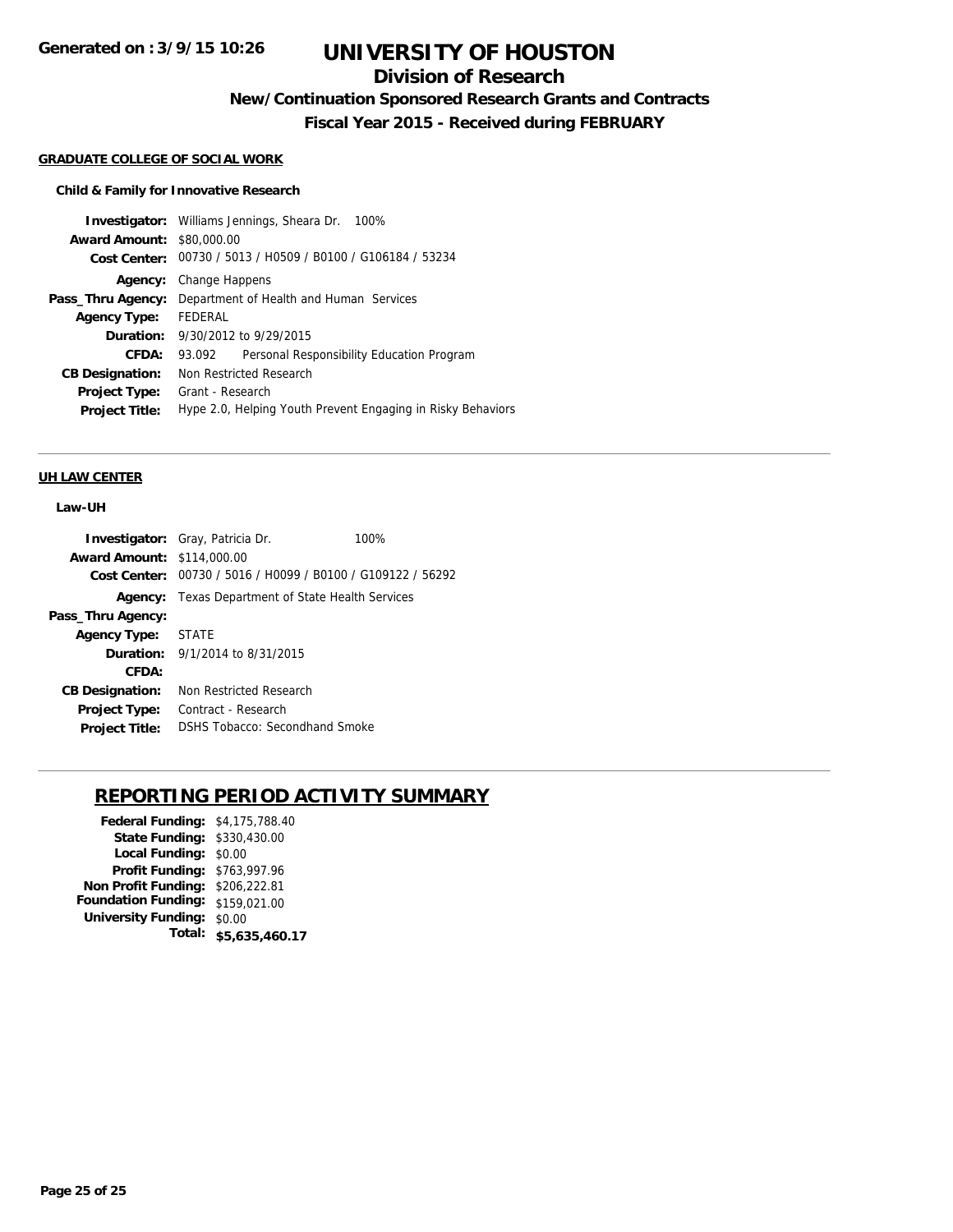**GRADUATE COLLEGE OF SOCIAL WORK**

**Child & Family for Innovative Research**

| | |
|---|---|
| **Investigator:** | Williams Jennings, Sheara Dr. 100% |
| **Award Amount:** | $80,000.00 |
| **Cost Center:** | 00730 / 5013 / H0509 / B0100 / G106184 / 53234 |
| **Agency:** | Change Happens |
| **Pass_Thru Agency:** | Department of Health and Human Services |
| **Agency Type:** | FEDERAL |
| **Duration:** | 9/30/2012 to 9/29/2015 |
| **CFDA:** | 93.092 Personal Responsibility Education Program |
| **CB Designation:** | Non Restricted Research |
| **Project Type:** | Grant - Research |
| **Project Title:** | Hype 2.0, Helping Youth Prevent Engaging in Risky Behaviors |

**UH LAW CENTER**

**Law-UH**

| | |
|---|---|
| **Investigator:** | Gray, Patricia Dr. 100% |
| **Award Amount:** | $114,000.00 |
| **Cost Center:** | 00730 / 5016 / H0099 / B0100 / G109122 / 56292 |
| **Agency:** | Texas Department of State Health Services |
| **Pass_Thru Agency:** | |
| **Agency Type:** | STATE |
| **Duration:** | 9/1/2014 to 8/31/2015 |
| **CFDA:** | |
| **CB Designation:** | Non Restricted Research |
| **Project Type:** | Contract - Research |
| **Project Title:** | DSHS Tobacco: Secondhand Smoke |

## REPORTING PERIOD ACTIVITY SUMMARY

| | |
|---|---|
| **Federal Funding:** | $4,175,788.40 |
| **State Funding:** | $330,430.00 |
| **Local Funding:** | $0.00 |
| **Profit Funding:** | $763,997.96 |
| **Non Profit Funding:** | $206,222.81 |
| **Foundation Funding:** | $159,021.00 |
| **University Funding:** | $0.00 |
| **Total:** | **$5,635,460.17** |